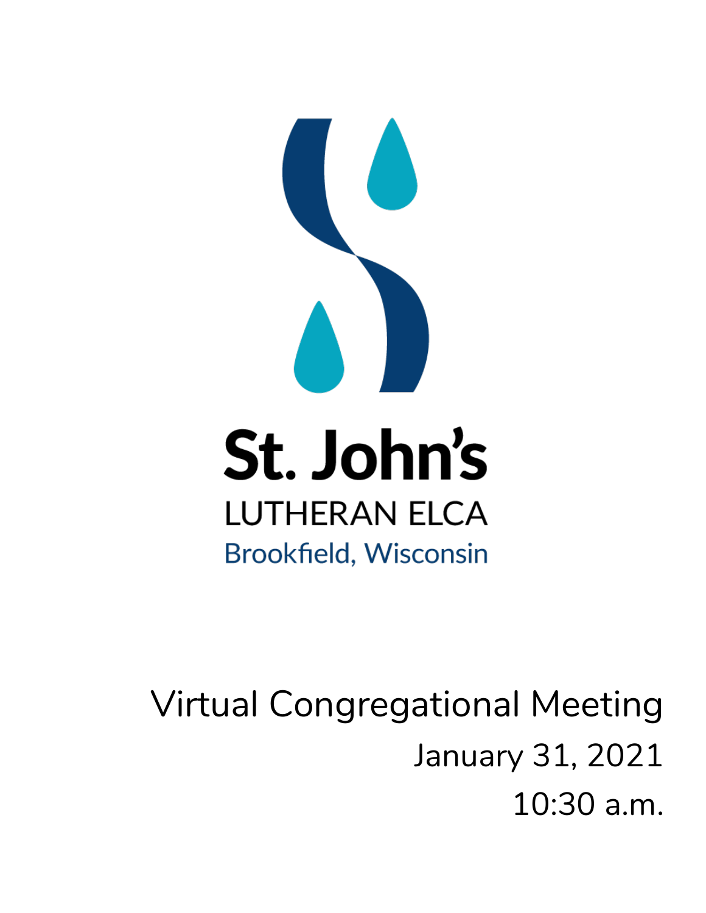# St. John's

LUTHERAN ELCA

Brookfield, Wisconsin

Virtual Congregational Meeting

January 31, 2021

10:30 a.m.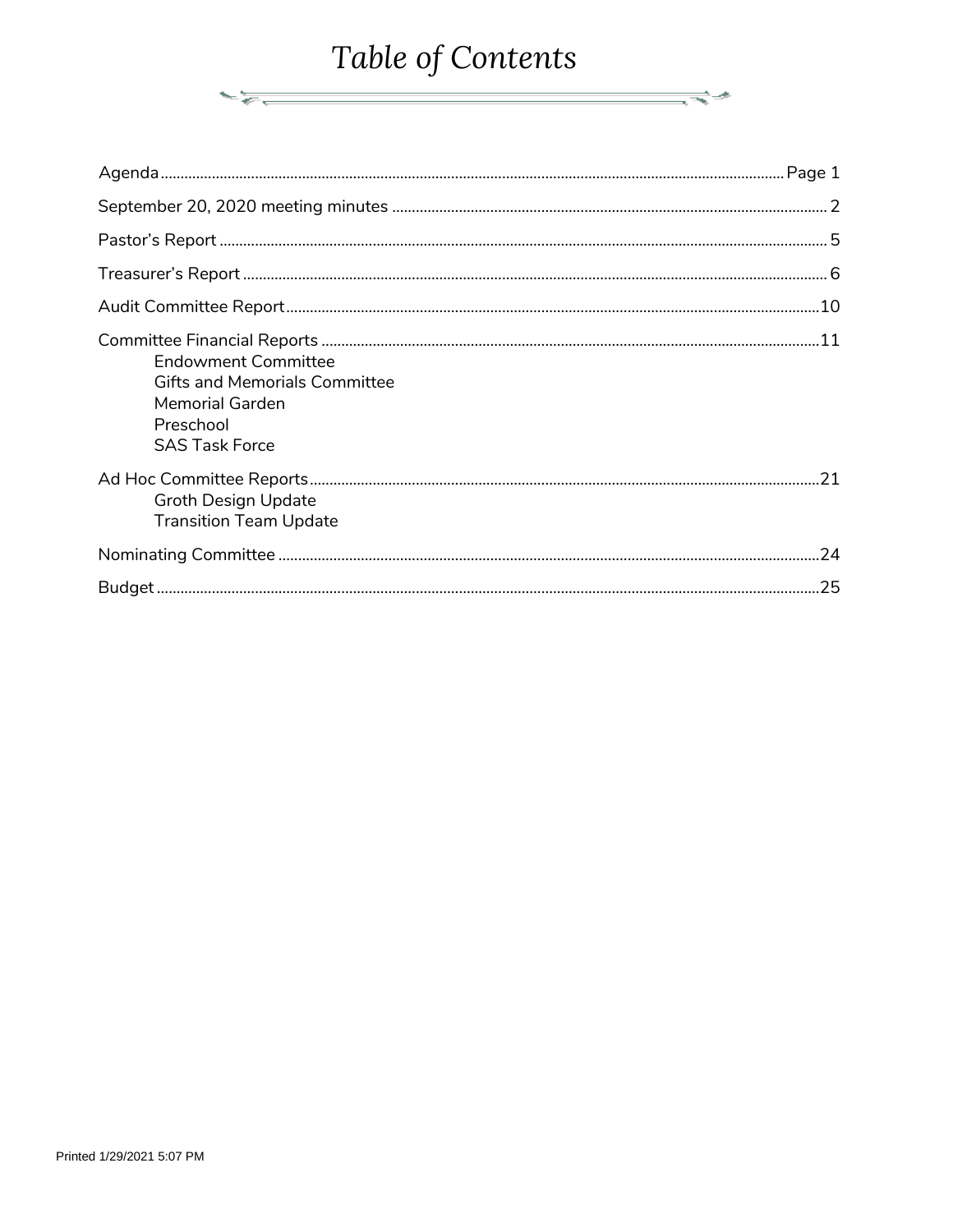# Table of Contents

| | |
|---|---|
| Agenda | Page 1 |
| September 20, 2020 meeting minutes | 2 |
| Pastor's Report | 5 |
| Treasurer's Report | 6 |
| Audit Committee Report | 10 |
| Committee Financial Reports<br>Endowment Committee<br>Gifts and Memorials Committee<br>Memorial Garden<br>Preschool<br>SAS Task Force | 11 |
| Ad Hoc Committee Reports<br>Groth Design Update<br>Transition Team Update | 21 |
| Nominating Committee | 24 |
| Budget | 25 |

Printed 1/29/2021 5:07 PM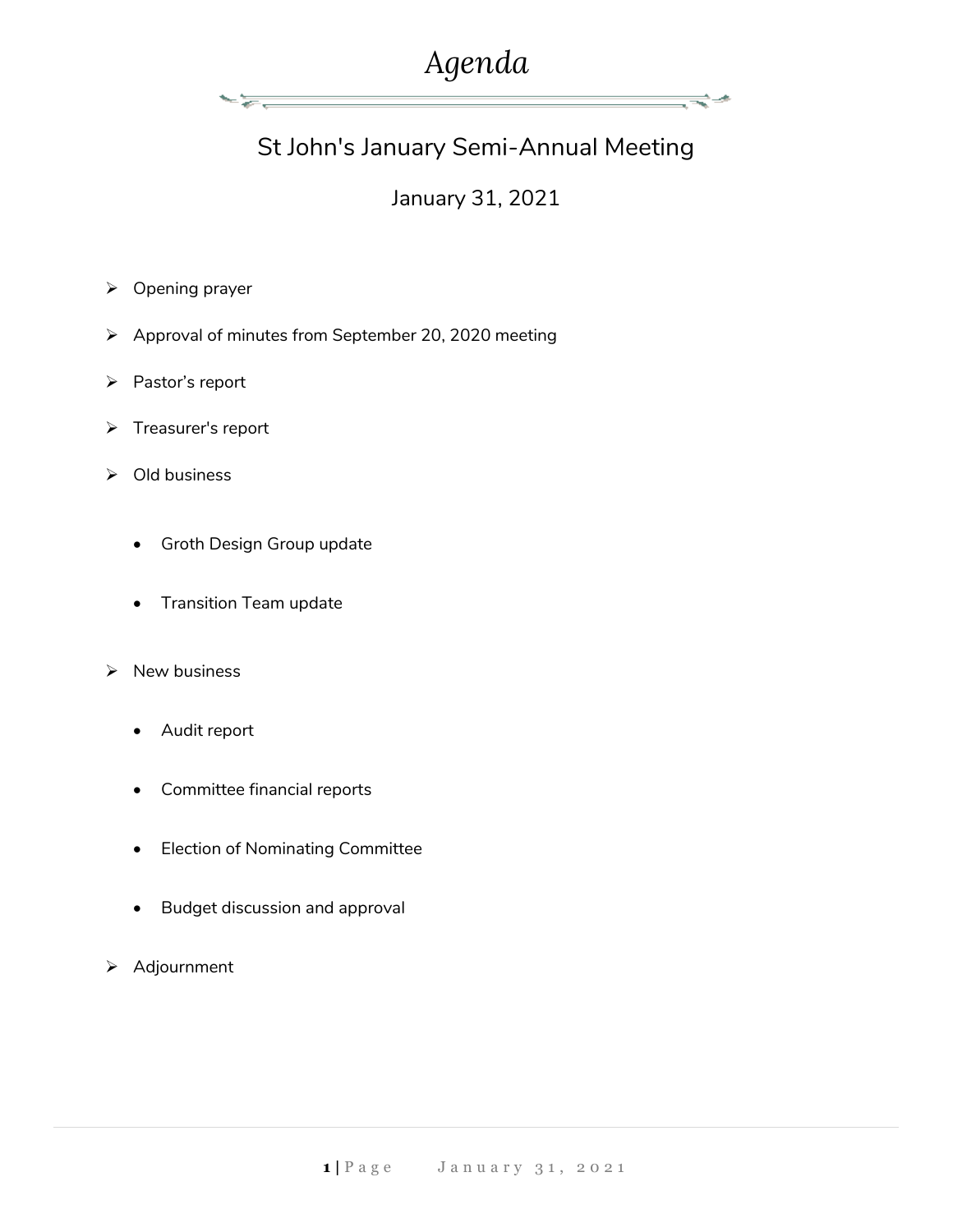# *Agenda*

## St John's January Semi-Annual Meeting

### January 31, 2021

- Opening prayer
- Approval of minutes from September 20, 2020 meeting
- Pastor’s report
- Treasurer's report
- Old business
  - Groth Design Group update
  - Transition Team update
- New business
  - Audit report
  - Committee financial reports
  - Election of Nominating Committee
  - Budget discussion and approval
- Adjournment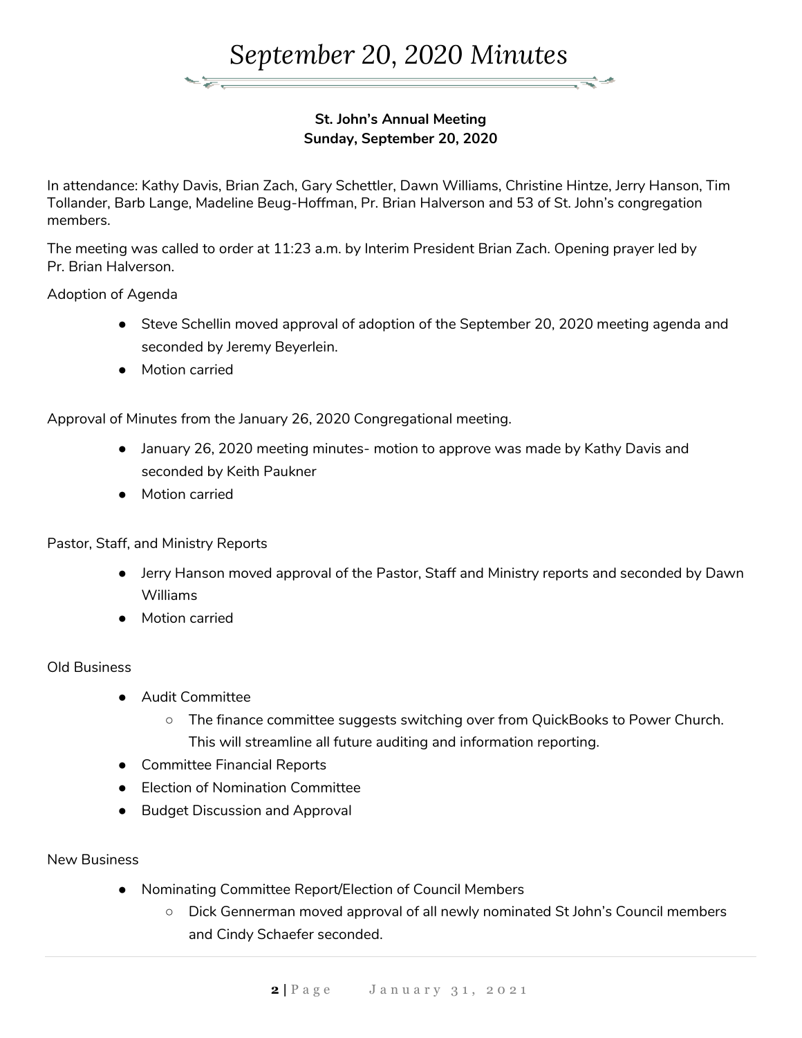# *September 20, 2020 Minutes*

**St. John's Annual Meeting**
**Sunday, September 20, 2020**

In attendance: Kathy Davis, Brian Zach, Gary Schettler, Dawn Williams, Christine Hintze, Jerry Hanson, Tim Tollander, Barb Lange, Madeline Beug-Hoffman, Pr. Brian Halverson and 53 of St. John's congregation members.

The meeting was called to order at 11:23 a.m. by Interim President Brian Zach. Opening prayer led by Pr. Brian Halverson.

Adoption of Agenda

- Steve Schellin moved approval of adoption of the September 20, 2020 meeting agenda and seconded by Jeremy Beyerlein.
- Motion carried

Approval of Minutes from the January 26, 2020 Congregational meeting.

- January 26, 2020 meeting minutes- motion to approve was made by Kathy Davis and seconded by Keith Paukner
- Motion carried

Pastor, Staff, and Ministry Reports

- Jerry Hanson moved approval of the Pastor, Staff and Ministry reports and seconded by Dawn Williams
- Motion carried

Old Business

- Audit Committee
  - The finance committee suggests switching over from QuickBooks to Power Church. This will streamline all future auditing and information reporting.
- Committee Financial Reports
- Election of Nomination Committee
- Budget Discussion and Approval

New Business

- Nominating Committee Report/Election of Council Members
  - Dick Gennerman moved approval of all newly nominated St John's Council members and Cindy Schaefer seconded.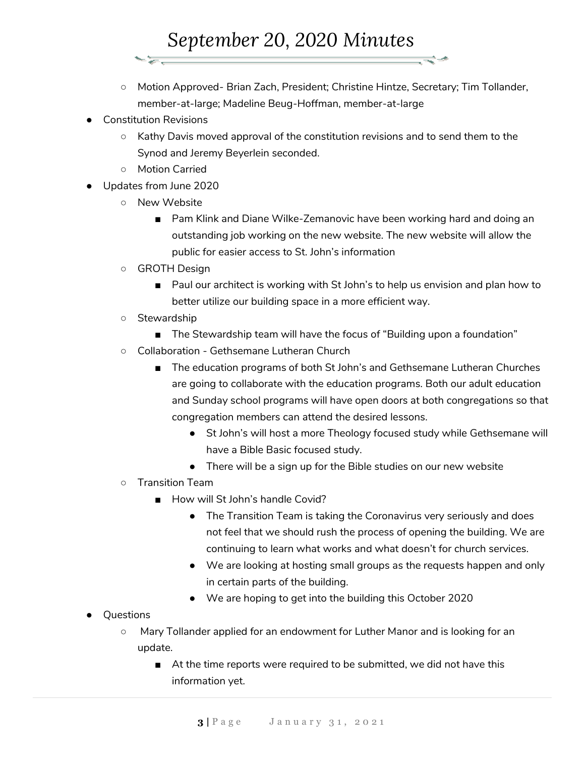# September 20, 2020 Minutes

- Motion Approved- Brian Zach, President; Christine Hintze, Secretary; Tim Tollander, member-at-large; Madeline Beug-Hoffman, member-at-large
- Constitution Revisions
    - Kathy Davis moved approval of the constitution revisions and to send them to the Synod and Jeremy Beyerlein seconded.
    - Motion Carried
- Updates from June 2020
    - New Website
        - Pam Klink and Diane Wilke-Zemanovic have been working hard and doing an outstanding job working on the new website. The new website will allow the public for easier access to St. John's information
    - GROTH Design
        - Paul our architect is working with St John's to help us envision and plan how to better utilize our building space in a more efficient way.
    - Stewardship
        - The Stewardship team will have the focus of "Building upon a foundation"
    - Collaboration - Gethsemane Lutheran Church
        - The education programs of both St John's and Gethsemane Lutheran Churches are going to collaborate with the education programs. Both our adult education and Sunday school programs will have open doors at both congregations so that congregation members can attend the desired lessons.
            - St John's will host a more Theology focused study while Gethsemane will have a Bible Basic focused study.
            - There will be a sign up for the Bible studies on our new website
    - Transition Team
        - How will St John's handle Covid?
            - The Transition Team is taking the Coronavirus very seriously and does not feel that we should rush the process of opening the building. We are continuing to learn what works and what doesn't for church services.
            - We are looking at hosting small groups as the requests happen and only in certain parts of the building.
            - We are hoping to get into the building this October 2020
- Questions
    - Mary Tollander applied for an endowment for Luther Manor and is looking for an update.
        - At the time reports were required to be submitted, we did not have this information yet.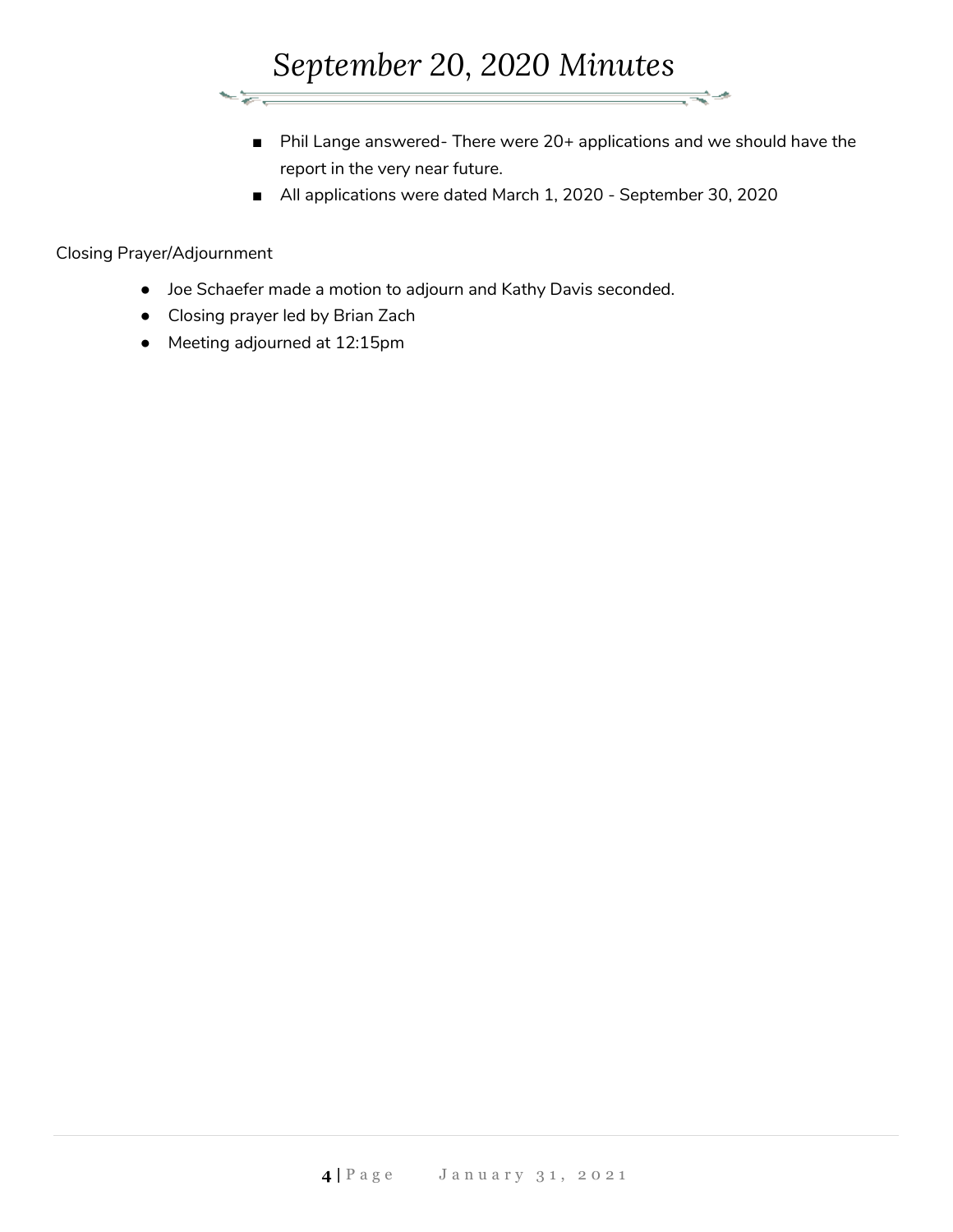- Phil Lange answered- There were 20+ applications and we should have the report in the very near future.
- All applications were dated March 1, 2020 - September 30, 2020

Closing Prayer/Adjournment

- Joe Schaefer made a motion to adjourn and Kathy Davis seconded.
- Closing prayer led by Brian Zach
- Meeting adjourned at 12:15pm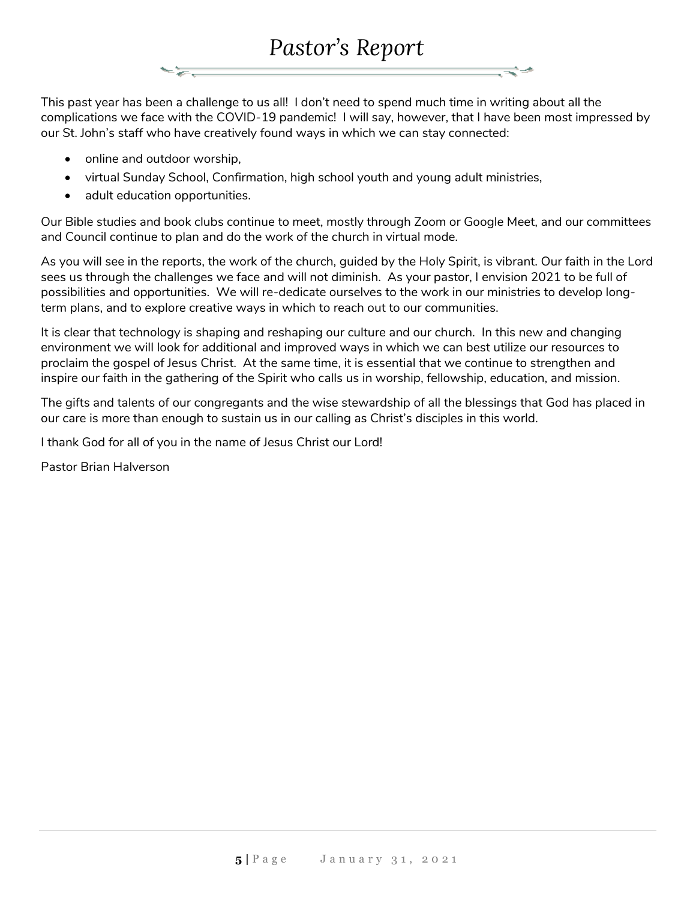# *Pastor's Report*

This past year has been a challenge to us all! I don't need to spend much time in writing about all the complications we face with the COVID-19 pandemic! I will say, however, that I have been most impressed by our St. John's staff who have creatively found ways in which we can stay connected:

- online and outdoor worship,
- virtual Sunday School, Confirmation, high school youth and young adult ministries,
- adult education opportunities.

Our Bible studies and book clubs continue to meet, mostly through Zoom or Google Meet, and our committees and Council continue to plan and do the work of the church in virtual mode.

As you will see in the reports, the work of the church, guided by the Holy Spirit, is vibrant. Our faith in the Lord sees us through the challenges we face and will not diminish. As your pastor, I envision 2021 to be full of possibilities and opportunities. We will re-dedicate ourselves to the work in our ministries to develop long-term plans, and to explore creative ways in which to reach out to our communities.

It is clear that technology is shaping and reshaping our culture and our church. In this new and changing environment we will look for additional and improved ways in which we can best utilize our resources to proclaim the gospel of Jesus Christ. At the same time, it is essential that we continue to strengthen and inspire our faith in the gathering of the Spirit who calls us in worship, fellowship, education, and mission.

The gifts and talents of our congregants and the wise stewardship of all the blessings that God has placed in our care is more than enough to sustain us in our calling as Christ's disciples in this world.

I thank God for all of you in the name of Jesus Christ our Lord!

Pastor Brian Halverson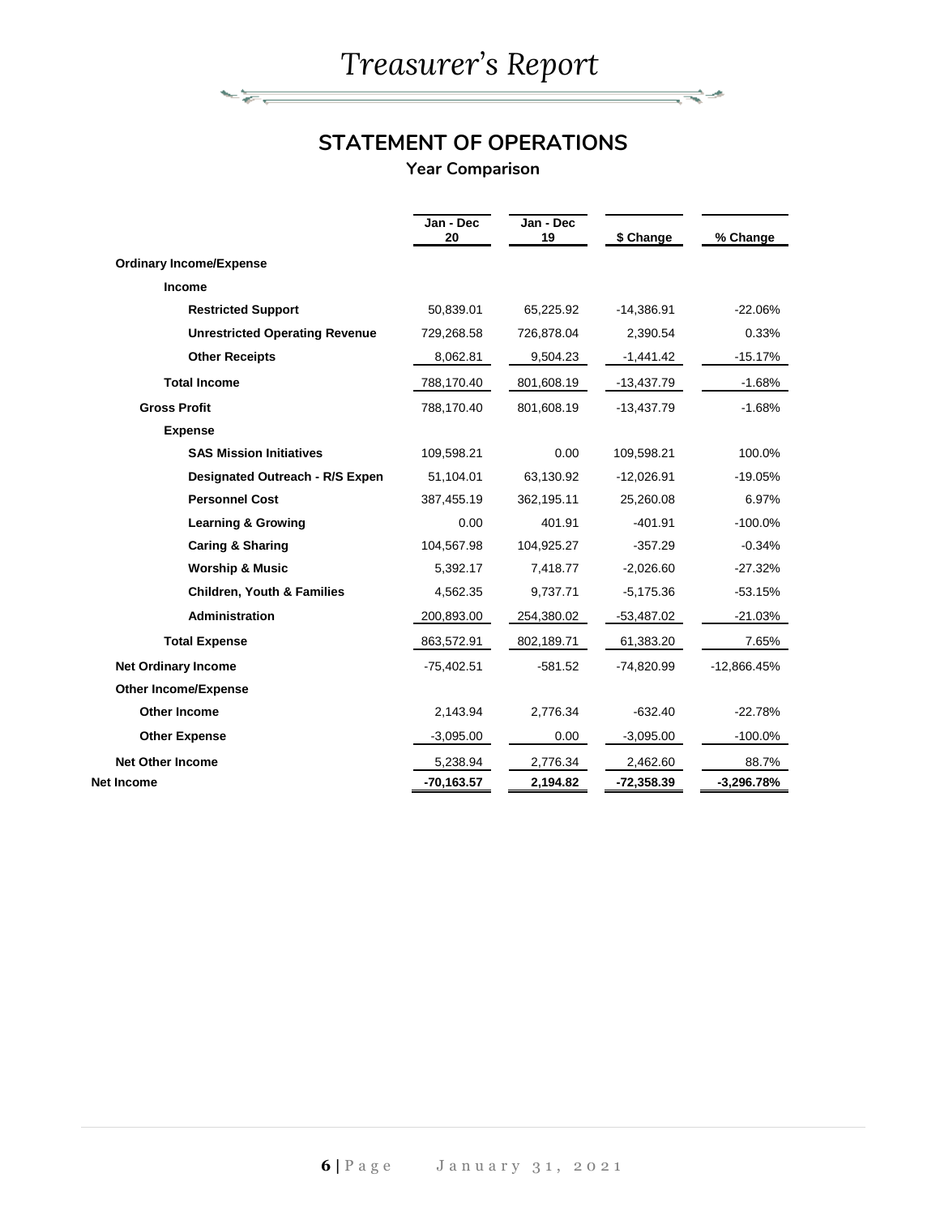# Treasurer's Report

## STATEMENT OF OPERATIONS

### Year Comparison

| | Jan - Dec 20 | Jan - Dec 19 | $ Change | % Change |
|---|---|---|---|---|
| **Ordinary Income/Expense** | | | | |
| **Income** | | | | |
| **Restricted Support** | 50,839.01 | 65,225.92 | -14,386.91 | -22.06% |
| **Unrestricted Operating Revenue** | 729,268.58 | 726,878.04 | 2,390.54 | 0.33% |
| **Other Receipts** | 8,062.81 | 9,504.23 | -1,441.42 | -15.17% |
| **Total Income** | 788,170.40 | 801,608.19 | -13,437.79 | -1.68% |
| **Gross Profit** | 788,170.40 | 801,608.19 | -13,437.79 | -1.68% |
| **Expense** | | | | |
| **SAS Mission Initiatives** | 109,598.21 | 0.00 | 109,598.21 | 100.0% |
| **Designated Outreach - R/S Expen** | 51,104.01 | 63,130.92 | -12,026.91 | -19.05% |
| **Personnel Cost** | 387,455.19 | 362,195.11 | 25,260.08 | 6.97% |
| **Learning & Growing** | 0.00 | 401.91 | -401.91 | -100.0% |
| **Caring & Sharing** | 104,567.98 | 104,925.27 | -357.29 | -0.34% |
| **Worship & Music** | 5,392.17 | 7,418.77 | -2,026.60 | -27.32% |
| **Children, Youth & Families** | 4,562.35 | 9,737.71 | -5,175.36 | -53.15% |
| **Administration** | 200,893.00 | 254,380.02 | -53,487.02 | -21.03% |
| **Total Expense** | 863,572.91 | 802,189.71 | 61,383.20 | 7.65% |
| **Net Ordinary Income** | -75,402.51 | -581.52 | -74,820.99 | -12,866.45% |
| **Other Income/Expense** | | | | |
| **Other Income** | 2,143.94 | 2,776.34 | -632.40 | -22.78% |
| **Other Expense** | -3,095.00 | 0.00 | -3,095.00 | -100.0% |
| **Net Other Income** | 5,238.94 | 2,776.34 | 2,462.60 | 88.7% |
| **Net Income** | **-70,163.57** | **2,194.82** | **-72,358.39** | **-3,296.78%** |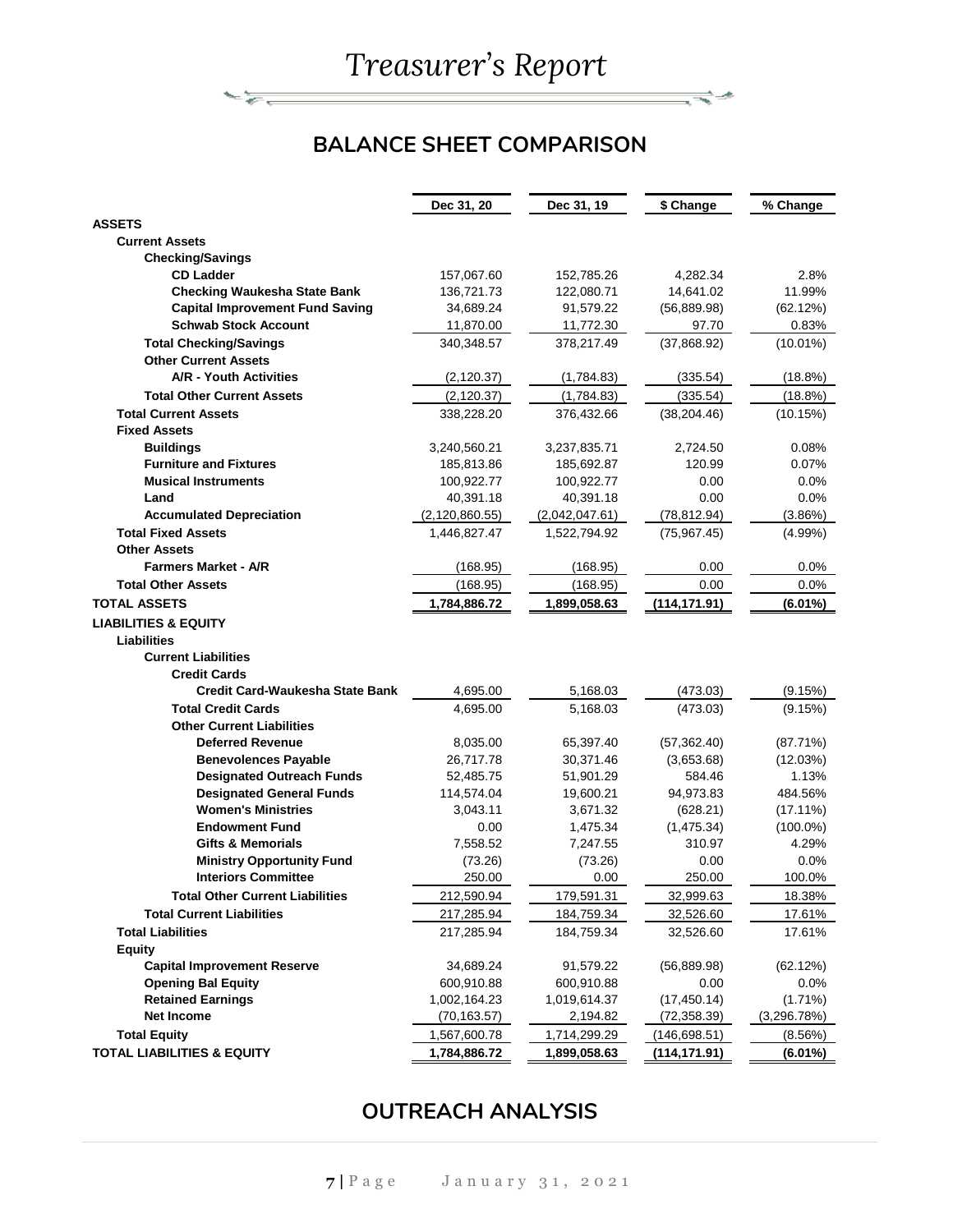# *Treasurer's Report*

## BALANCE SHEET COMPARISON

| | Dec 31, 20 | Dec 31, 19 | $ Change | % Change |
|---|---|---|---|---|
| **ASSETS** | | | | |
| **Current Assets** | | | | |
| **Checking/Savings** | | | | |
| **CD Ladder** | 157,067.60 | 152,785.26 | 4,282.34 | 2.8% |
| **Checking Waukesha State Bank** | 136,721.73 | 122,080.71 | 14,641.02 | 11.99% |
| **Capital Improvement Fund Saving** | 34,689.24 | 91,579.22 | (56,889.98) | (62.12%) |
| **Schwab Stock Account** | 11,870.00 | 11,772.30 | 97.70 | 0.83% |
| **Total Checking/Savings** | 340,348.57 | 378,217.49 | (37,868.92) | (10.01%) |
| **Other Current Assets** | | | | |
| **A/R - Youth Activities** | (2,120.37) | (1,784.83) | (335.54) | (18.8%) |
| **Total Other Current Assets** | (2,120.37) | (1,784.83) | (335.54) | (18.8%) |
| **Total Current Assets** | 338,228.20 | 376,432.66 | (38,204.46) | (10.15%) |
| **Fixed Assets** | | | | |
| **Buildings** | 3,240,560.21 | 3,237,835.71 | 2,724.50 | 0.08% |
| **Furniture and Fixtures** | 185,813.86 | 185,692.87 | 120.99 | 0.07% |
| **Musical Instruments** | 100,922.77 | 100,922.77 | 0.00 | 0.0% |
| **Land** | 40,391.18 | 40,391.18 | 0.00 | 0.0% |
| **Accumulated Depreciation** | (2,120,860.55) | (2,042,047.61) | (78,812.94) | (3.86%) |
| **Total Fixed Assets** | 1,446,827.47 | 1,522,794.92 | (75,967.45) | (4.99%) |
| **Other Assets** | | | | |
| **Farmers Market - A/R** | (168.95) | (168.95) | 0.00 | 0.0% |
| **Total Other Assets** | (168.95) | (168.95) | 0.00 | 0.0% |
| **TOTAL ASSETS** | **1,784,886.72** | **1,899,058.63** | **(114,171.91)** | **(6.01%)** |
| **LIABILITIES & EQUITY** | | | | |
| **Liabilities** | | | | |
| **Current Liabilities** | | | | |
| **Credit Cards** | | | | |
| **Credit Card-Waukesha State Bank** | 4,695.00 | 5,168.03 | (473.03) | (9.15%) |
| **Total Credit Cards** | 4,695.00 | 5,168.03 | (473.03) | (9.15%) |
| **Other Current Liabilities** | | | | |
| **Deferred Revenue** | 8,035.00 | 65,397.40 | (57,362.40) | (87.71%) |
| **Benevolences Payable** | 26,717.78 | 30,371.46 | (3,653.68) | (12.03%) |
| **Designated Outreach Funds** | 52,485.75 | 51,901.29 | 584.46 | 1.13% |
| **Designated General Funds** | 114,574.04 | 19,600.21 | 94,973.83 | 484.56% |
| **Women's Ministries** | 3,043.11 | 3,671.32 | (628.21) | (17.11%) |
| **Endowment Fund** | 0.00 | 1,475.34 | (1,475.34) | (100.0%) |
| **Gifts & Memorials** | 7,558.52 | 7,247.55 | 310.97 | 4.29% |
| **Ministry Opportunity Fund** | (73.26) | (73.26) | 0.00 | 0.0% |
| **Interiors Committee** | 250.00 | 0.00 | 250.00 | 100.0% |
| **Total Other Current Liabilities** | 212,590.94 | 179,591.31 | 32,999.63 | 18.38% |
| **Total Current Liabilities** | 217,285.94 | 184,759.34 | 32,526.60 | 17.61% |
| **Total Liabilities** | 217,285.94 | 184,759.34 | 32,526.60 | 17.61% |
| **Equity** | | | | |
| **Capital Improvement Reserve** | 34,689.24 | 91,579.22 | (56,889.98) | (62.12%) |
| **Opening Bal Equity** | 600,910.88 | 600,910.88 | 0.00 | 0.0% |
| **Retained Earnings** | 1,002,164.23 | 1,019,614.37 | (17,450.14) | (1.71%) |
| **Net Income** | (70,163.57) | 2,194.82 | (72,358.39) | (3,296.78%) |
| **Total Equity** | 1,567,600.78 | 1,714,299.29 | (146,698.51) | (8.56%) |
| **TOTAL LIABILITIES & EQUITY** | **1,784,886.72** | **1,899,058.63** | **(114,171.91)** | **(6.01%)** |

## OUTREACH ANALYSIS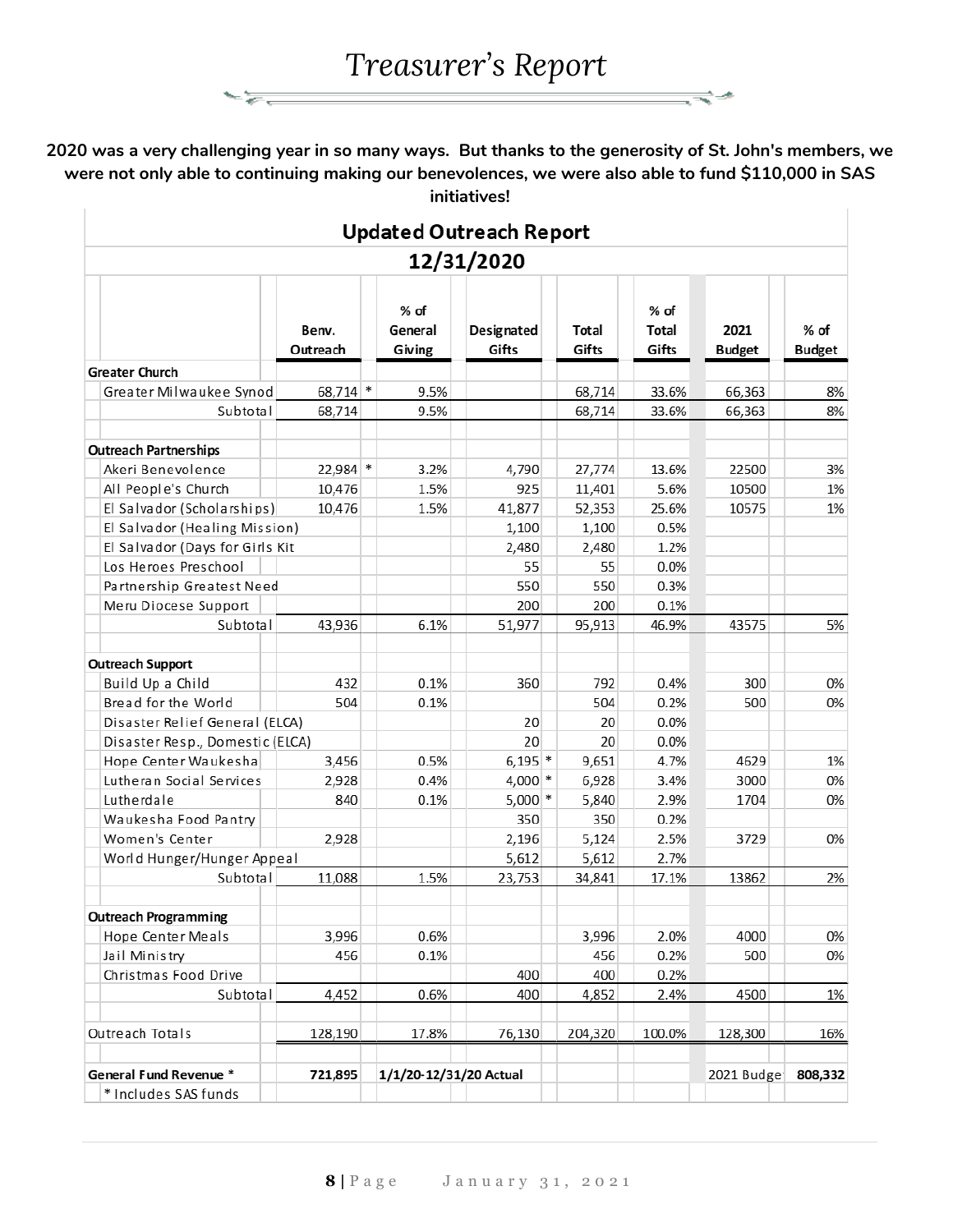# *Treasurer's Report*

**2020 was a very challenging year in so many ways. But thanks to the generosity of St. John's members, we were not only able to continuing making our benevolences, we were also able to fund $110,000 in SAS initiatives!**

| Updated Outreach Report 12/31/2020 | | | | | | | |
|---|---|---|---|---|---|---|---|
| | Benv. Outreach | % of General Giving | Designated Gifts | Total Gifts | % of Total Gifts | 2021 Budget | % of Budget |
| **Greater Church** | | | | | | | |
| Greater Milwaukee Synod | 68,714 * | 9.5% | | 68,714 | 33.6% | 66,363 | 8% |
| Subtotal | 68,714 | 9.5% | | 68,714 | 33.6% | 66,363 | 8% |
| **Outreach Partnerships** | | | | | | | |
| Akeri Benevolence | 22,984 * | 3.2% | 4,790 | 27,774 | 13.6% | 22500 | 3% |
| All People's Church | 10,476 | 1.5% | 925 | 11,401 | 5.6% | 10500 | 1% |
| El Salvador (Scholarships) | 10,476 | 1.5% | 41,877 | 52,353 | 25.6% | 10575 | 1% |
| El Salvador (Healing Mission) | | | 1,100 | 1,100 | 0.5% | | |
| El Salvador (Days for Girls Kit | | | 2,480 | 2,480 | 1.2% | | |
| Los Heroes Preschool | | | 55 | 55 | 0.0% | | |
| Partnership Greatest Need | | | 550 | 550 | 0.3% | | |
| Meru Diocese Support | | | 200 | 200 | 0.1% | | |
| Subtotal | 43,936 | 6.1% | 51,977 | 95,913 | 46.9% | 43575 | 5% |
| **Outreach Support** | | | | | | | |
| Build Up a Child | 432 | 0.1% | 360 | 792 | 0.4% | 300 | 0% |
| Bread for the World | 504 | 0.1% | | 504 | 0.2% | 500 | 0% |
| Disaster Relief General (ELCA) | | | 20 | 20 | 0.0% | | |
| Disaster Resp., Domestic (ELCA) | | | 20 | 20 | 0.0% | | |
| Hope Center Waukesha | 3,456 | 0.5% | 6,195 * | 9,651 | 4.7% | 4629 | 1% |
| Lutheran Social Services | 2,928 | 0.4% | 4,000 * | 6,928 | 3.4% | 3000 | 0% |
| Lutherdale | 840 | 0.1% | 5,000 * | 5,840 | 2.9% | 1704 | 0% |
| Waukesha Food Pantry | | | 350 | 350 | 0.2% | | |
| Women's Center | 2,928 | | 2,196 | 5,124 | 2.5% | 3729 | 0% |
| World Hunger/Hunger Appeal | | | 5,612 | 5,612 | 2.7% | | |
| Subtotal | 11,088 | 1.5% | 23,753 | 34,841 | 17.1% | 13862 | 2% |
| **Outreach Programming** | | | | | | | |
| Hope Center Meals | 3,996 | 0.6% | | 3,996 | 2.0% | 4000 | 0% |
| Jail Ministry | 456 | 0.1% | | 456 | 0.2% | 500 | 0% |
| Christmas Food Drive | | | 400 | 400 | 0.2% | | |
| Subtotal | 4,452 | 0.6% | 400 | 4,852 | 2.4% | 4500 | 1% |
| Outreach Totals | 128,190 | 17.8% | 76,130 | 204,320 | 100.0% | 128,300 | 16% |
| **General Fund Revenue *** | **721,895** | **1/1/20-12/31/20 Actual** | | | | 2021 Budget | **808,332** |
| * Includes SAS funds | | | | | | | |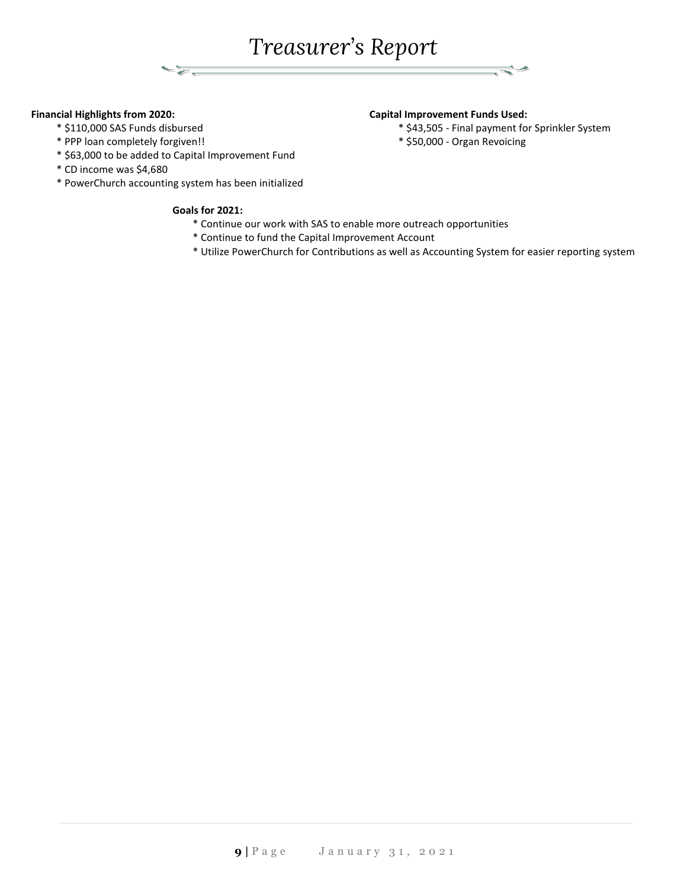# Treasurer's Report

**Financial Highlights from 2020:**

* $110,000 SAS Funds disbursed
* PPP loan completely forgiven!!
* $63,000 to be added to Capital Improvement Fund
* CD income was $4,680
* PowerChurch accounting system has been initialized

**Capital Improvement Funds Used:**

* $43,505 - Final payment for Sprinkler System
* $50,000 - Organ Revoicing

**Goals for 2021:**

* Continue our work with SAS to enable more outreach opportunities
* Continue to fund the Capital Improvement Account
* Utilize PowerChurch for Contributions as well as Accounting System for easier reporting system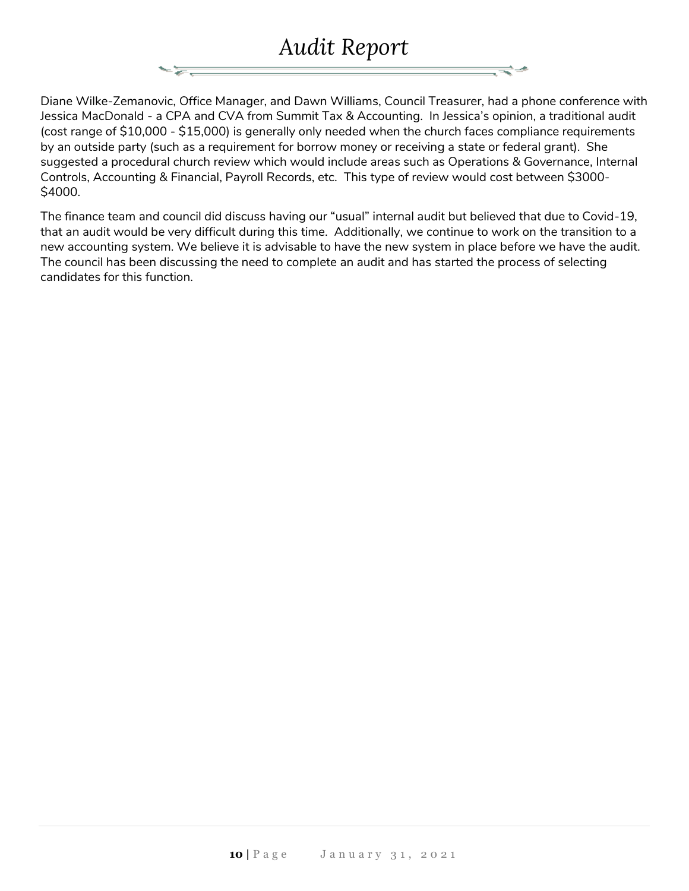# Audit Report

Diane Wilke-Zemanovic, Office Manager, and Dawn Williams, Council Treasurer, had a phone conference with Jessica MacDonald - a CPA and CVA from Summit Tax & Accounting. In Jessica's opinion, a traditional audit (cost range of $10,000 - $15,000) is generally only needed when the church faces compliance requirements by an outside party (such as a requirement for borrow money or receiving a state or federal grant). She suggested a procedural church review which would include areas such as Operations & Governance, Internal Controls, Accounting & Financial, Payroll Records, etc. This type of review would cost between $3000-$4000.

The finance team and council did discuss having our "usual" internal audit but believed that due to Covid-19, that an audit would be very difficult during this time. Additionally, we continue to work on the transition to a new accounting system. We believe it is advisable to have the new system in place before we have the audit. The council has been discussing the need to complete an audit and has started the process of selecting candidates for this function.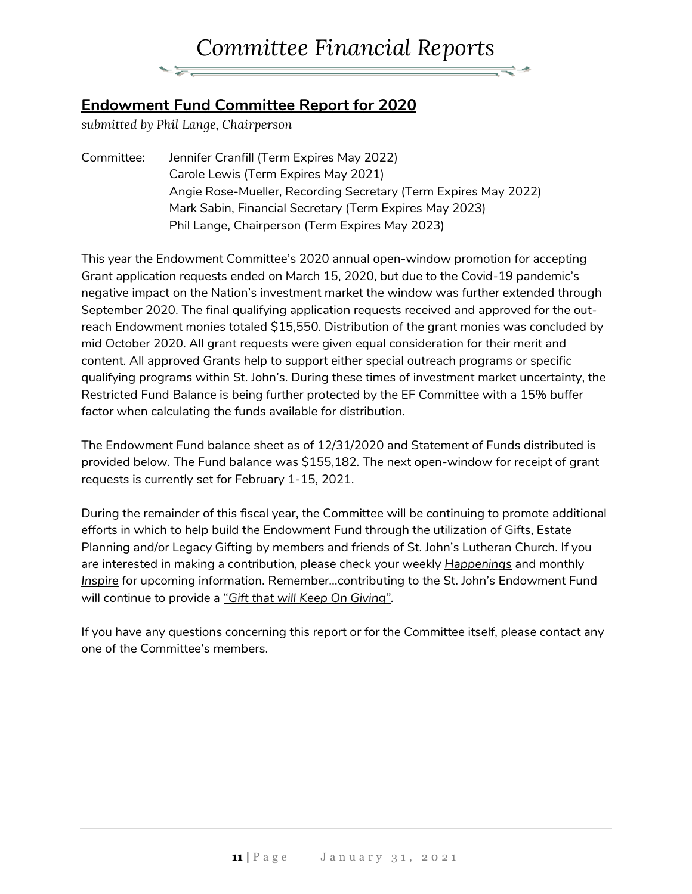# Committee Financial Reports

## Endowment Fund Committee Report for 2020

*submitted by Phil Lange, Chairperson*

Committee: Jennifer Cranfill (Term Expires May 2022)
Carole Lewis (Term Expires May 2021)
Angie Rose-Mueller, Recording Secretary (Term Expires May 2022)
Mark Sabin, Financial Secretary (Term Expires May 2023)
Phil Lange, Chairperson (Term Expires May 2023)

This year the Endowment Committee's 2020 annual open-window promotion for accepting Grant application requests ended on March 15, 2020, but due to the Covid-19 pandemic's negative impact on the Nation's investment market the window was further extended through September 2020. The final qualifying application requests received and approved for the out-reach Endowment monies totaled $15,550. Distribution of the grant monies was concluded by mid October 2020. All grant requests were given equal consideration for their merit and content. All approved Grants help to support either special outreach programs or specific qualifying programs within St. John's. During these times of investment market uncertainty, the Restricted Fund Balance is being further protected by the EF Committee with a 15% buffer factor when calculating the funds available for distribution.

The Endowment Fund balance sheet as of 12/31/2020 and Statement of Funds distributed is provided below. The Fund balance was $155,182. The next open-window for receipt of grant requests is currently set for February 1-15, 2021.

During the remainder of this fiscal year, the Committee will be continuing to promote additional efforts in which to help build the Endowment Fund through the utilization of Gifts, Estate Planning and/or Legacy Gifting by members and friends of St. John's Lutheran Church. If you are interested in making a contribution, please check your weekly *Happenings* and monthly *Inspire* for upcoming information. Remember…contributing to the St. John's Endowment Fund will continue to provide a "*Gift that will Keep On Giving*".

If you have any questions concerning this report or for the Committee itself, please contact any one of the Committee's members.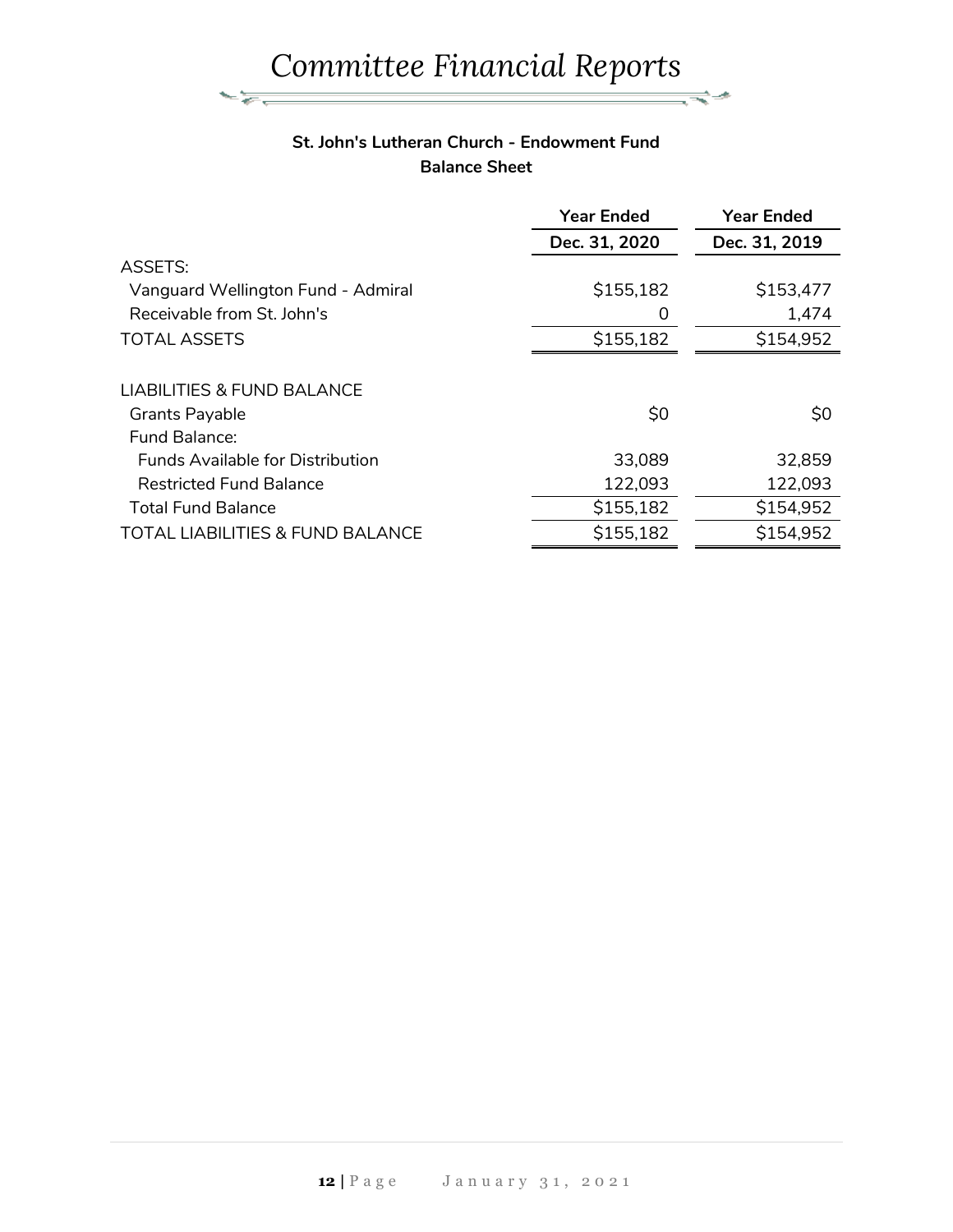# Committee Financial Reports

**St. John's Lutheran Church - Endowment Fund**
**Balance Sheet**

| | Year Ended Dec. 31, 2020 | Year Ended Dec. 31, 2019 |
|---|---|---|
| ASSETS: | | |
| Vanguard Wellington Fund - Admiral | $155,182 | $153,477 |
| Receivable from St. John's | 0 | 1,474 |
| TOTAL ASSETS | $155,182 | $154,952 |
| | | |
| LIABILITIES & FUND BALANCE | | |
| Grants Payable | $0 | $0 |
| Fund Balance: | | |
| Funds Available for Distribution | 33,089 | 32,859 |
| Restricted Fund Balance | 122,093 | 122,093 |
| Total Fund Balance | $155,182 | $154,952 |
| TOTAL LIABILITIES & FUND BALANCE | $155,182 | $154,952 |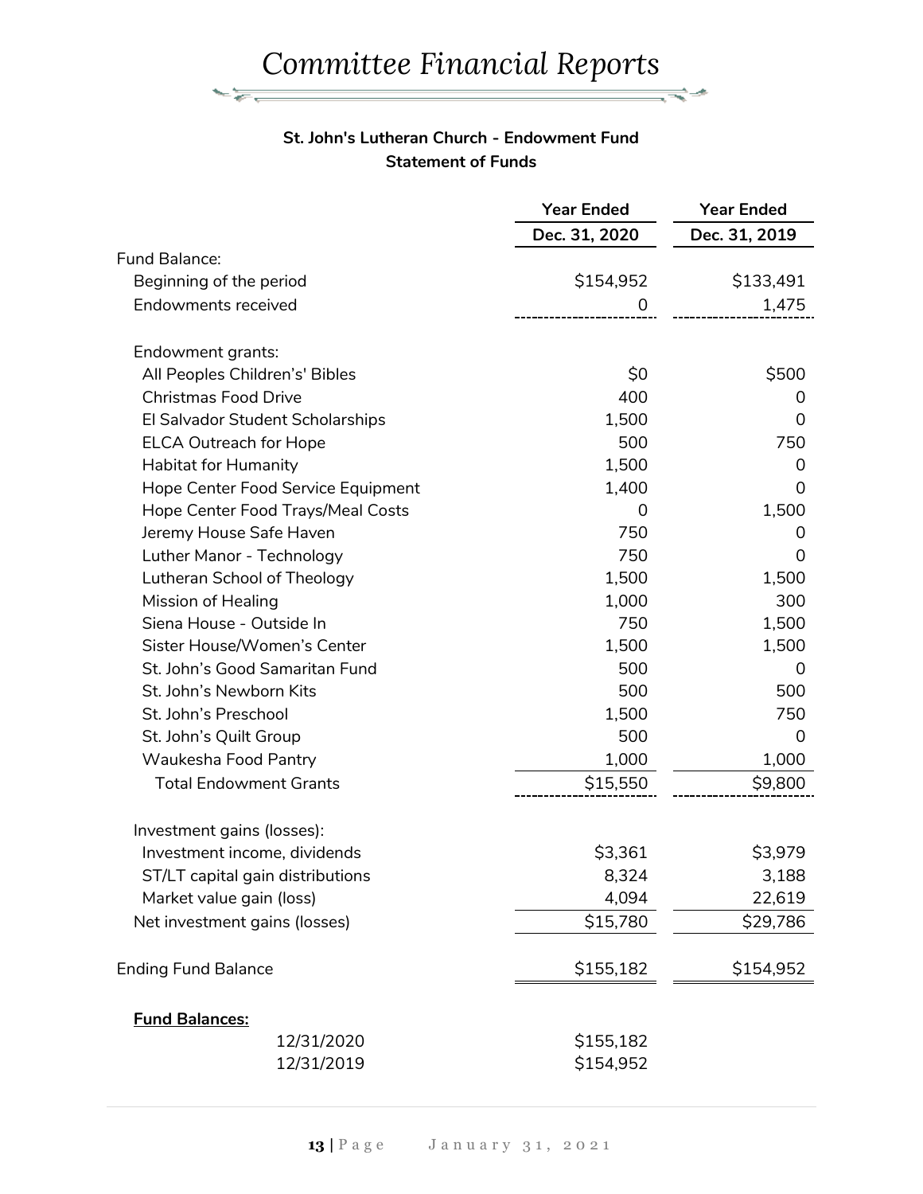# Committee Financial Reports

**St. John's Lutheran Church - Endowment Fund**
**Statement of Funds**

| | Year Ended Dec. 31, 2020 | Year Ended Dec. 31, 2019 |
|---|---|---|
| Fund Balance: | | |
| Beginning of the period | $154,952 | $133,491 |
| Endowments received | 0 | 1,475 |
| | | |
| Endowment grants: | | |
| All Peoples Children's' Bibles | $0 | $500 |
| Christmas Food Drive | 400 | 0 |
| El Salvador Student Scholarships | 1,500 | 0 |
| ELCA Outreach for Hope | 500 | 750 |
| Habitat for Humanity | 1,500 | 0 |
| Hope Center Food Service Equipment | 1,400 | 0 |
| Hope Center Food Trays/Meal Costs | 0 | 1,500 |
| Jeremy House Safe Haven | 750 | 0 |
| Luther Manor - Technology | 750 | 0 |
| Lutheran School of Theology | 1,500 | 1,500 |
| Mission of Healing | 1,000 | 300 |
| Siena House - Outside In | 750 | 1,500 |
| Sister House/Women's Center | 1,500 | 1,500 |
| St. John's Good Samaritan Fund | 500 | 0 |
| St. John's Newborn Kits | 500 | 500 |
| St. John's Preschool | 1,500 | 750 |
| St. John's Quilt Group | 500 | 0 |
| Waukesha Food Pantry | 1,000 | 1,000 |
| Total Endowment Grants | $15,550 | $9,800 |
| | | |
| Investment gains (losses): | | |
| Investment income, dividends | $3,361 | $3,979 |
| ST/LT capital gain distributions | 8,324 | 3,188 |
| Market value gain (loss) | 4,094 | 22,619 |
| Net investment gains (losses) | $15,780 | $29,786 |
| | | |
| Ending Fund Balance | $155,182 | $154,952 |

**Fund Balances:**

| | |
|---|---|
| 12/31/2020 | $155,182 |
| 12/31/2019 | $154,952 |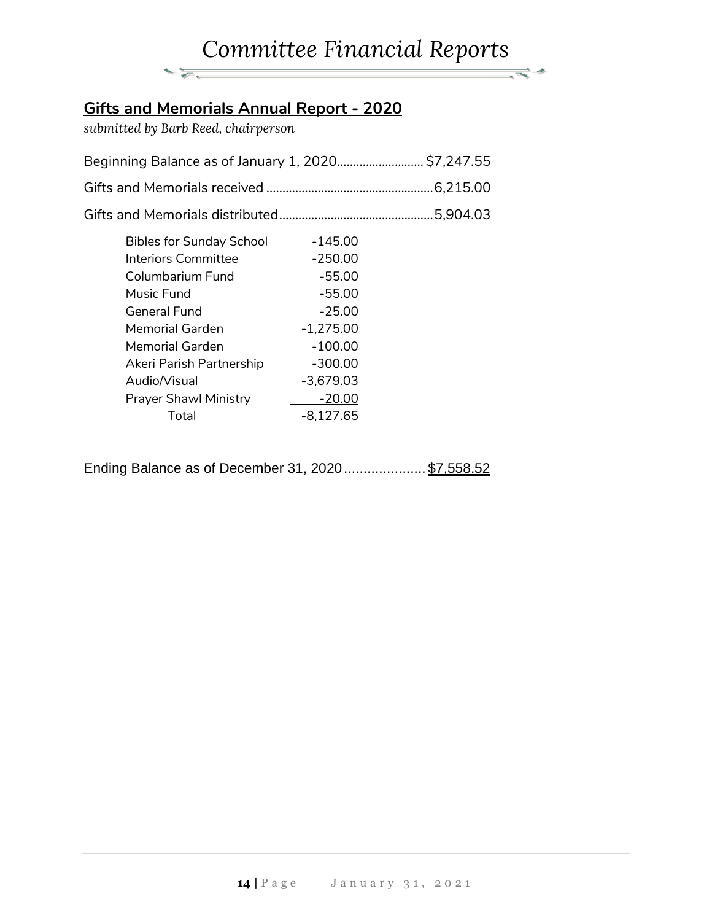# *Committee Financial Reports*

## Gifts and Memorials Annual Report - 2020

*submitted by Barb Reed, chairperson*

Beginning Balance as of January 1, 2020.......................... $7,247.55

Gifts and Memorials received ................................................... 6,215.00

Gifts and Memorials distributed............................................... 5,904.03

| | |
|---|---|
| Bibles for Sunday School | -145.00 |
| Interiors Committee | -250.00 |
| Columbarium Fund | -55.00 |
| Music Fund | -55.00 |
| General Fund | -25.00 |
| Memorial Garden | -1,275.00 |
| Memorial Garden | -100.00 |
| Akeri Parish Partnership | -300.00 |
| Audio/Visual | -3,679.03 |
| Prayer Shawl Ministry | -20.00 |
| Total | -8,127.65 |

Ending Balance as of December 31, 2020..................... $7,558.52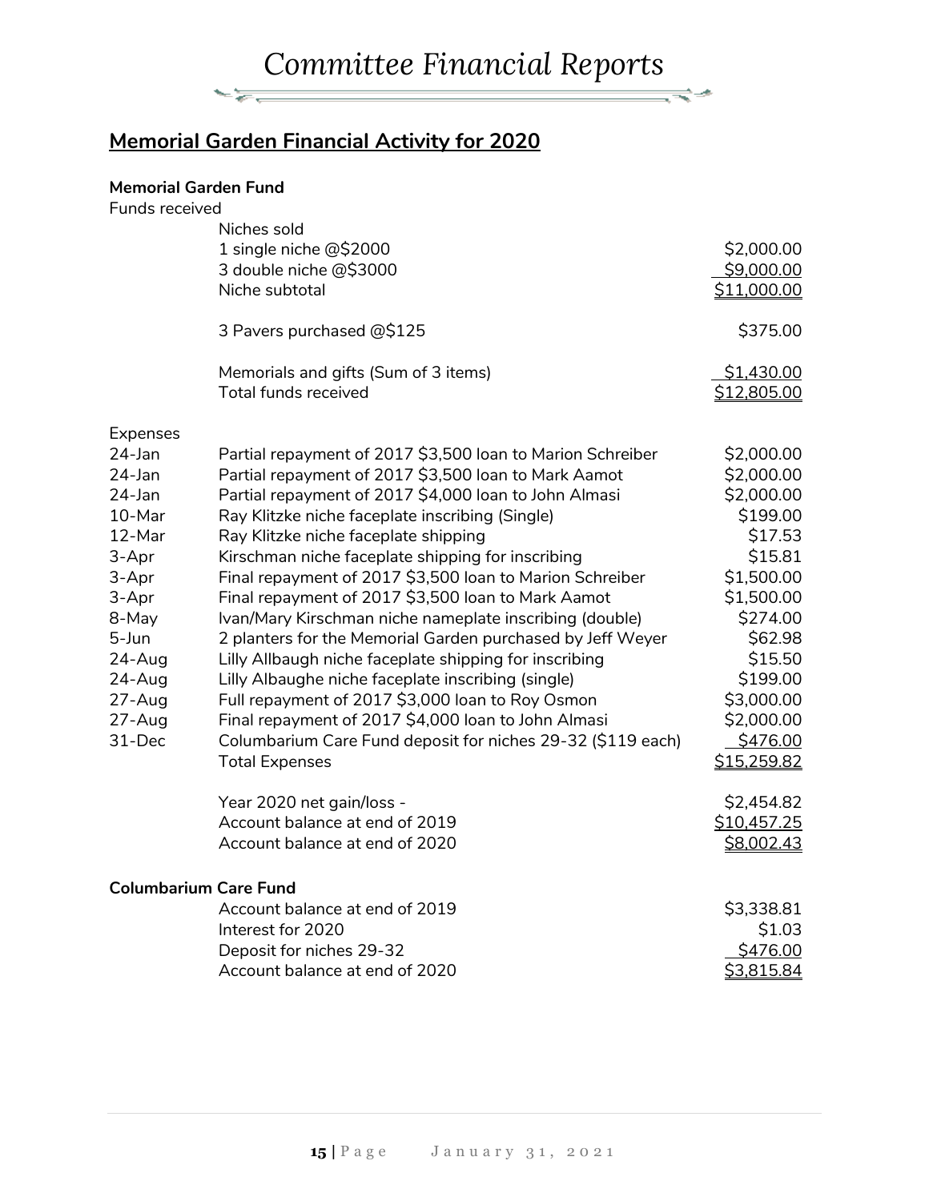# *Committee Financial Reports*

## Memorial Garden Financial Activity for 2020

**Memorial Garden Fund**

Funds received

| | | |
|---|---|---|
| | Niches sold | |
| | 1 single niche @$2000 | $2,000.00 |
| | 3 double niche @$3000 | $9,000.00 |
| | Niche subtotal | $11,000.00 |
| | 3 Pavers purchased @$125 | $375.00 |
| | Memorials and gifts (Sum of 3 items) | $1,430.00 |
| | Total funds received | $12,805.00 |

Expenses

| | | |
|---|---|---|
| 24-Jan | Partial repayment of 2017 $3,500 loan to Marion Schreiber | $2,000.00 |
| 24-Jan | Partial repayment of 2017 $3,500 loan to Mark Aamot | $2,000.00 |
| 24-Jan | Partial repayment of 2017 $4,000 loan to John Almasi | $2,000.00 |
| 10-Mar | Ray Klitzke niche faceplate inscribing (Single) | $199.00 |
| 12-Mar | Ray Klitzke niche faceplate shipping | $17.53 |
| 3-Apr | Kirschman niche faceplate shipping for inscribing | $15.81 |
| 3-Apr | Final repayment of 2017 $3,500 loan to Marion Schreiber | $1,500.00 |
| 3-Apr | Final repayment of 2017 $3,500 loan to Mark Aamot | $1,500.00 |
| 8-May | Ivan/Mary Kirschman niche nameplate inscribing (double) | $274.00 |
| 5-Jun | 2 planters for the Memorial Garden purchased by Jeff Weyer | $62.98 |
| 24-Aug | Lilly Allbaugh niche faceplate shipping for inscribing | $15.50 |
| 24-Aug | Lilly Albaughe niche faceplate inscribing (single) | $199.00 |
| 27-Aug | Full repayment of 2017 $3,000 loan to Roy Osmon | $3,000.00 |
| 27-Aug | Final repayment of 2017 $4,000 loan to John Almasi | $2,000.00 |
| 31-Dec | Columbarium Care Fund deposit for niches 29-32 ($119 each) | $476.00 |
| | Total Expenses | $15,259.82 |
| | Year 2020 net gain/loss - | $2,454.82 |
| | Account balance at end of 2019 | $10,457.25 |
| | Account balance at end of 2020 | $8,002.43 |

**Columbarium Care Fund**

| | | |
|---|---|---|
| | Account balance at end of 2019 | $3,338.81 |
| | Interest for 2020 | $1.03 |
| | Deposit for niches 29-32 | $476.00 |
| | Account balance at end of 2020 | $3,815.84 |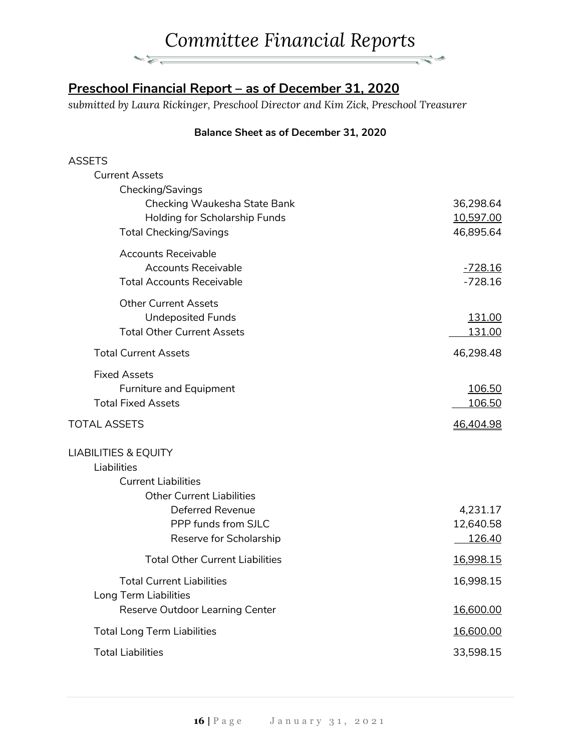# Committee Financial Reports

## Preschool Financial Report – as of December 31, 2020

*submitted by Laura Rickinger, Preschool Director and Kim Zick, Preschool Treasurer*

**Balance Sheet as of December 31, 2020**

| | |
|---|---|
| ASSETS | |
| Current Assets | |
| Checking/Savings | |
| Checking Waukesha State Bank | 36,298.64 |
| Holding for Scholarship Funds | 10,597.00 |
| Total Checking/Savings | 46,895.64 |
| Accounts Receivable | |
| Accounts Receivable | -728.16 |
| Total Accounts Receivable | -728.16 |
| Other Current Assets | |
| Undeposited Funds | 131.00 |
| Total Other Current Assets | 131.00 |
| Total Current Assets | 46,298.48 |
| Fixed Assets | |
| Furniture and Equipment | 106.50 |
| Total Fixed Assets | 106.50 |
| TOTAL ASSETS | 46,404.98 |
| LIABILITIES & EQUITY | |
| Liabilities | |
| Current Liabilities | |
| Other Current Liabilities | |
| Deferred Revenue | 4,231.17 |
| PPP funds from SJLC | 12,640.58 |
| Reserve for Scholarship | 126.40 |
| Total Other Current Liabilities | 16,998.15 |
| Total Current Liabilities | 16,998.15 |
| Long Term Liabilities | |
| Reserve Outdoor Learning Center | 16,600.00 |
| Total Long Term Liabilities | 16,600.00 |
| Total Liabilities | 33,598.15 |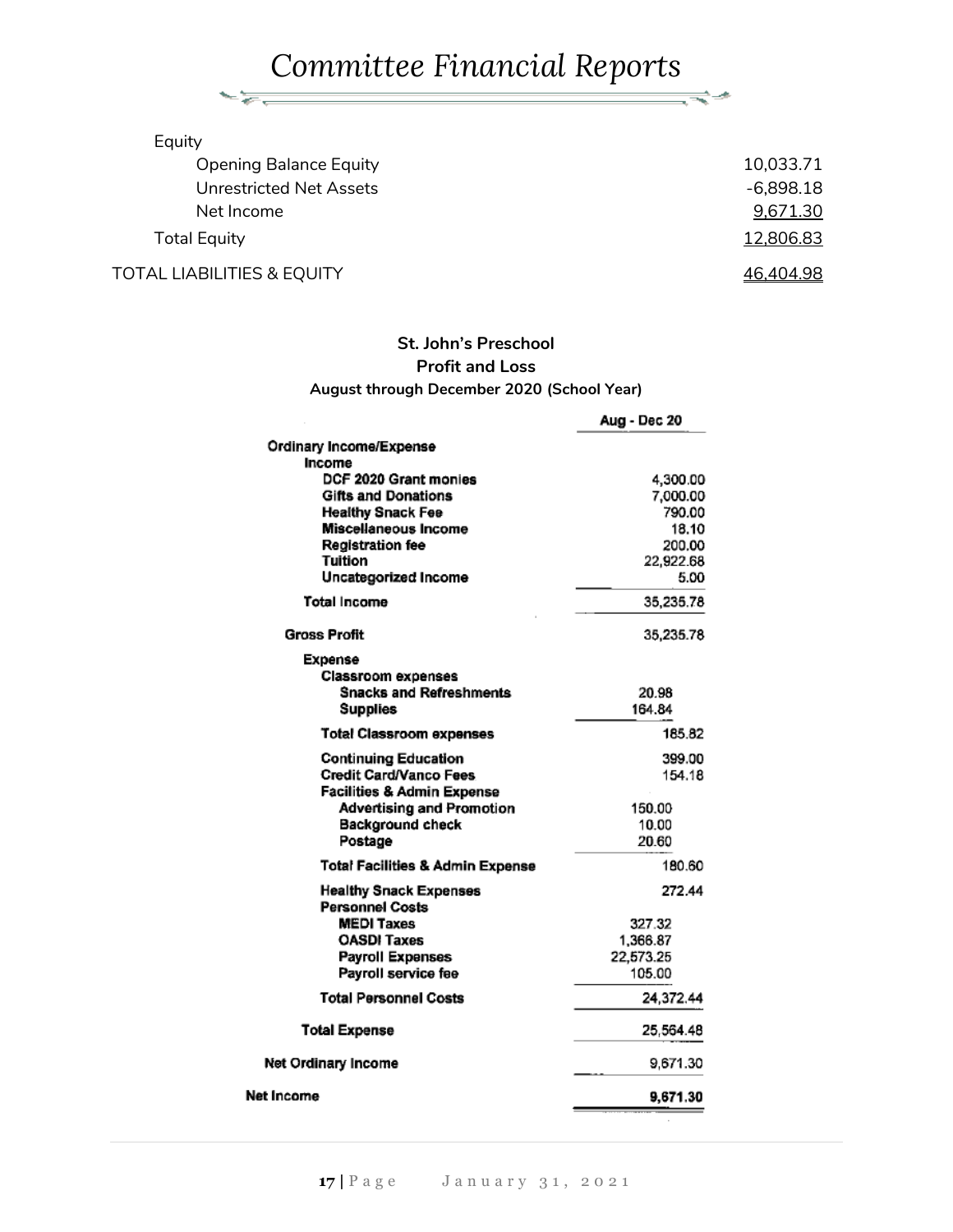# Committee Financial Reports

| | |
|---|---|
| Equity | |
| Opening Balance Equity | 10,033.71 |
| Unrestricted Net Assets | -6,898.18 |
| Net Income | 9,671.30 |
| Total Equity | 12,806.83 |
| TOTAL LIABILITIES & EQUITY | 46,404.98 |

**St. John's Preschool**
**Profit and Loss**
**August through December 2020 (School Year)**

| | Aug - Dec 20 |
|---|---|
| **Ordinary Income/Expense** | |
| **Income** | |
| DCF 2020 Grant monies | 4,300.00 |
| Gifts and Donations | 7,000.00 |
| Healthy Snack Fee | 790.00 |
| Miscellaneous Income | 18.10 |
| Registration fee | 200.00 |
| Tuition | 22,922.68 |
| Uncategorized Income | 5.00 |
| **Total Income** | 35,235.78 |
| **Gross Profit** | 35,235.78 |
| **Expense** | |
| Classroom expenses | |
| Snacks and Refreshments | 20.98 |
| Supplies | 164.84 |
| Total Classroom expenses | 185.82 |
| Continuing Education | 399.00 |
| Credit Card/Vanco Fees | 154.18 |
| Facilities & Admin Expense | |
| Advertising and Promotion | 150.00 |
| Background check | 10.00 |
| Postage | 20.60 |
| Total Facilities & Admin Expense | 180.60 |
| Healthy Snack Expenses | 272.44 |
| Personnel Costs | |
| MEDI Taxes | 327.32 |
| OASDI Taxes | 1,366.87 |
| Payroll Expenses | 22,573.25 |
| Payroll service fee | 105.00 |
| Total Personnel Costs | 24,372.44 |
| **Total Expense** | 25,564.48 |
| **Net Ordinary Income** | 9,671.30 |
| **Net Income** | **9,671.30** |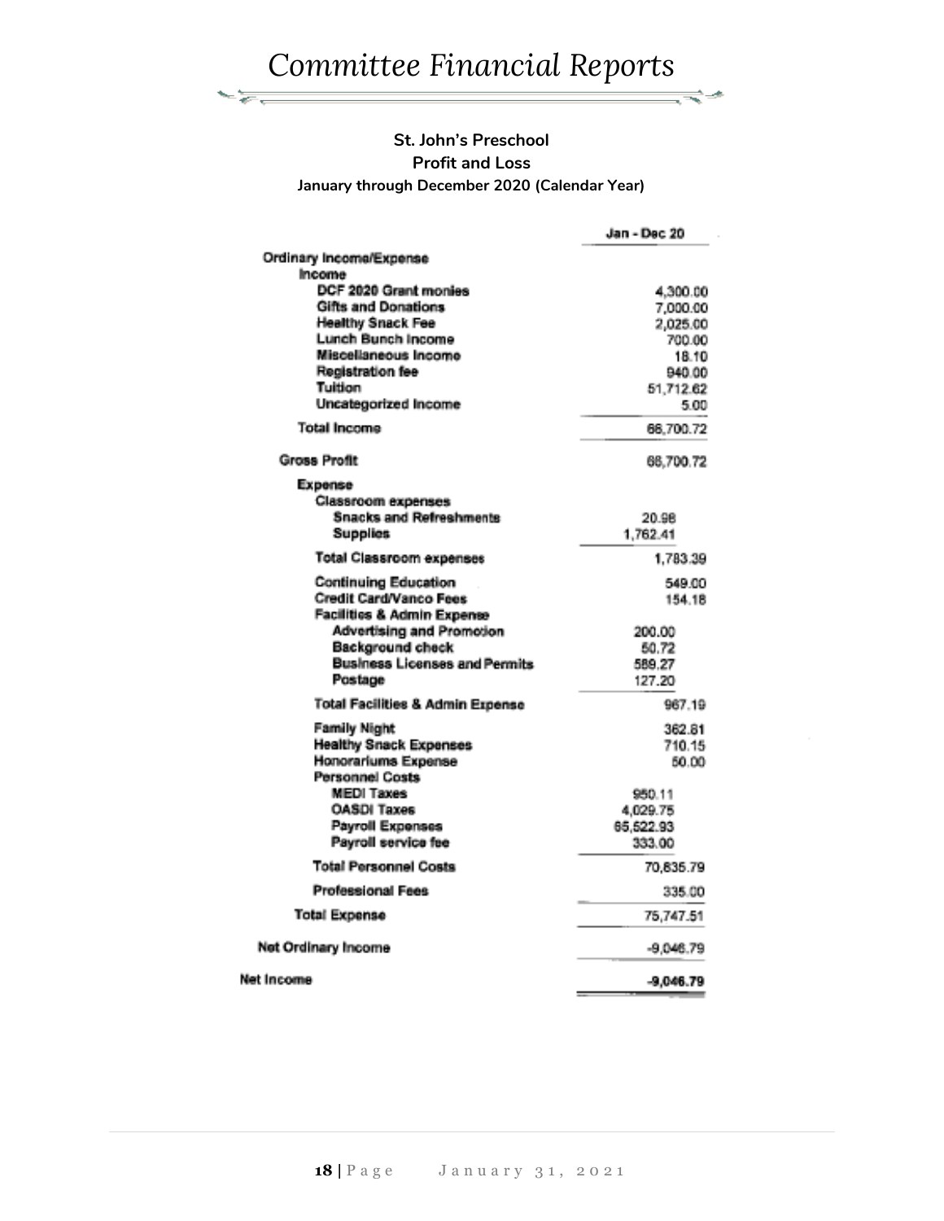# Committee Financial Reports

**St. John's Preschool**
**Profit and Loss**
**January through December 2020 (Calendar Year)**

| | | Jan - Dec 20 |
|---|---|---|
| Ordinary Income/Expense | | |
| Income | | |
| DCF 2020 Grant monies | | 4,300.00 |
| Gifts and Donations | | 7,000.00 |
| Healthy Snack Fee | | 2,025.00 |
| Lunch Bunch Income | | 700.00 |
| Miscellaneous Income | | 18.10 |
| Registration fee | | 940.00 |
| Tuition | | 51,712.62 |
| Uncategorized Income | | 5.00 |
| Total Income | | 66,700.72 |
| Gross Profit | | 66,700.72 |
| Expense | | |
| Classroom expenses | | |
| Snacks and Refreshments | 20.98 | |
| Supplies | 1,762.41 | |
| Total Classroom expenses | | 1,783.39 |
| Continuing Education | | 549.00 |
| Credit Card/Vanco Fees | | 154.18 |
| Facilities & Admin Expense | | |
| Advertising and Promotion | 200.00 | |
| Background check | 50.72 | |
| Business Licenses and Permits | 589.27 | |
| Postage | 127.20 | |
| Total Facilities & Admin Expense | | 967.19 |
| Family Night | | 362.61 |
| Healthy Snack Expenses | | 710.15 |
| Honorariums Expense | | 50.00 |
| Personnel Costs | | |
| MEDI Taxes | 950.11 | |
| OASDI Taxes | 4,029.75 | |
| Payroll Expenses | 65,522.93 | |
| Payroll service fee | 333.00 | |
| Total Personnel Costs | | 70,835.79 |
| Professional Fees | | 335.00 |
| Total Expense | | 75,747.51 |
| Net Ordinary Income | | -9,046.79 |
| Net Income | | -9,046.79 |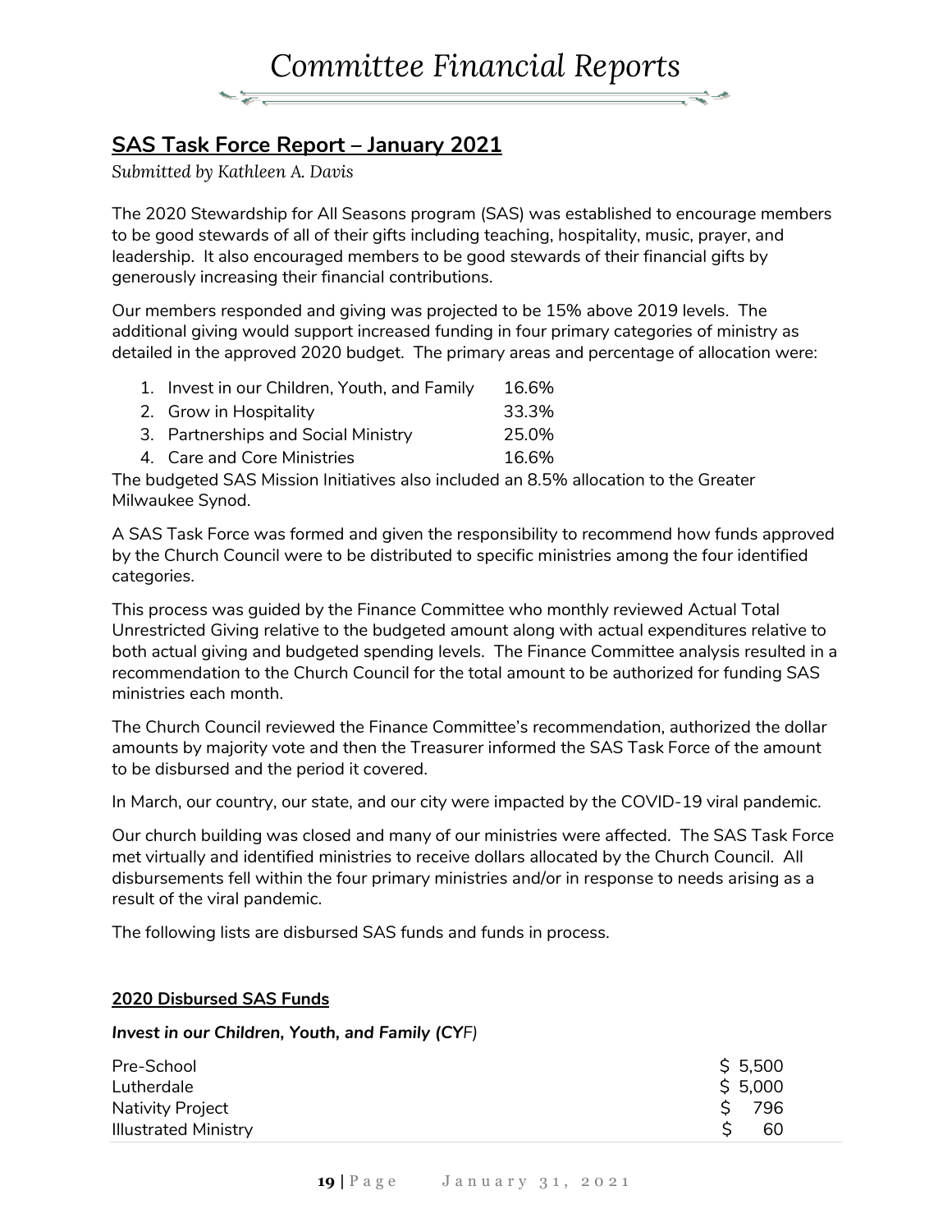# Committee Financial Reports

## SAS Task Force Report – January 2021

*Submitted by Kathleen A. Davis*

The 2020 Stewardship for All Seasons program (SAS) was established to encourage members to be good stewards of all of their gifts including teaching, hospitality, music, prayer, and leadership. It also encouraged members to be good stewards of their financial gifts by generously increasing their financial contributions.

Our members responded and giving was projected to be 15% above 2019 levels. The additional giving would support increased funding in four primary categories of ministry as detailed in the approved 2020 budget. The primary areas and percentage of allocation were:

1. Invest in our Children, Youth, and Family 16.6%
2. Grow in Hospitality 33.3%
3. Partnerships and Social Ministry 25.0%
4. Care and Core Ministries 16.6%

The budgeted SAS Mission Initiatives also included an 8.5% allocation to the Greater Milwaukee Synod.

A SAS Task Force was formed and given the responsibility to recommend how funds approved by the Church Council were to be distributed to specific ministries among the four identified categories.

This process was guided by the Finance Committee who monthly reviewed Actual Total Unrestricted Giving relative to the budgeted amount along with actual expenditures relative to both actual giving and budgeted spending levels. The Finance Committee analysis resulted in a recommendation to the Church Council for the total amount to be authorized for funding SAS ministries each month.

The Church Council reviewed the Finance Committee's recommendation, authorized the dollar amounts by majority vote and then the Treasurer informed the SAS Task Force of the amount to be disbursed and the period it covered.

In March, our country, our state, and our city were impacted by the COVID-19 viral pandemic.

Our church building was closed and many of our ministries were affected. The SAS Task Force met virtually and identified ministries to receive dollars allocated by the Church Council. All disbursements fell within the four primary ministries and/or in response to needs arising as a result of the viral pandemic.

The following lists are disbursed SAS funds and funds in process.

**2020 Disbursed SAS Funds**

***Invest in our Children, Youth, and Family (CYF)***

| | |
|---|---|
| Pre-School | $ 5,500 |
| Lutherdale | $ 5,000 |
| Nativity Project | $ 796 |
| Illustrated Ministry | $ 60 |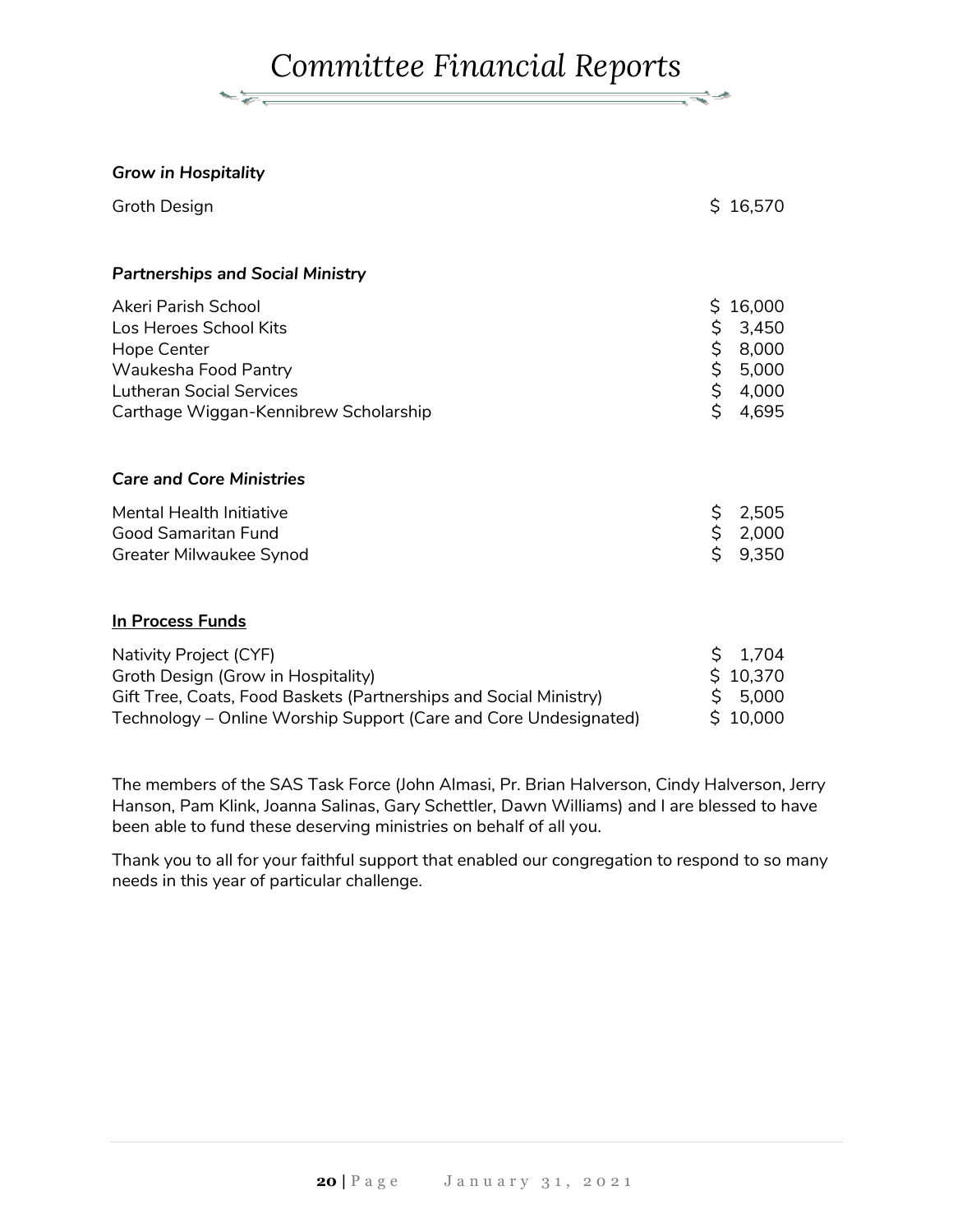# Committee Financial Reports

***Grow in Hospitality***

| | |
|---|---|
| Groth Design | $ 16,570 |

***Partnerships and Social Ministry***

| | |
|---|---|
| Akeri Parish School | $ 16,000 |
| Los Heroes School Kits | $ 3,450 |
| Hope Center | $ 8,000 |
| Waukesha Food Pantry | $ 5,000 |
| Lutheran Social Services | $ 4,000 |
| Carthage Wiggan-Kennibrew Scholarship | $ 4,695 |

***Care and Core Ministries***

| | |
|---|---|
| Mental Health Initiative | $ 2,505 |
| Good Samaritan Fund | $ 2,000 |
| Greater Milwaukee Synod | $ 9,350 |

**In Process Funds**

| | |
|---|---|
| Nativity Project (CYF) | $ 1,704 |
| Groth Design (Grow in Hospitality) | $ 10,370 |
| Gift Tree, Coats, Food Baskets (Partnerships and Social Ministry) | $ 5,000 |
| Technology – Online Worship Support (Care and Core Undesignated) | $ 10,000 |

The members of the SAS Task Force (John Almasi, Pr. Brian Halverson, Cindy Halverson, Jerry Hanson, Pam Klink, Joanna Salinas, Gary Schettler, Dawn Williams) and I are blessed to have been able to fund these deserving ministries on behalf of all you.

Thank you to all for your faithful support that enabled our congregation to respond to so many needs in this year of particular challenge.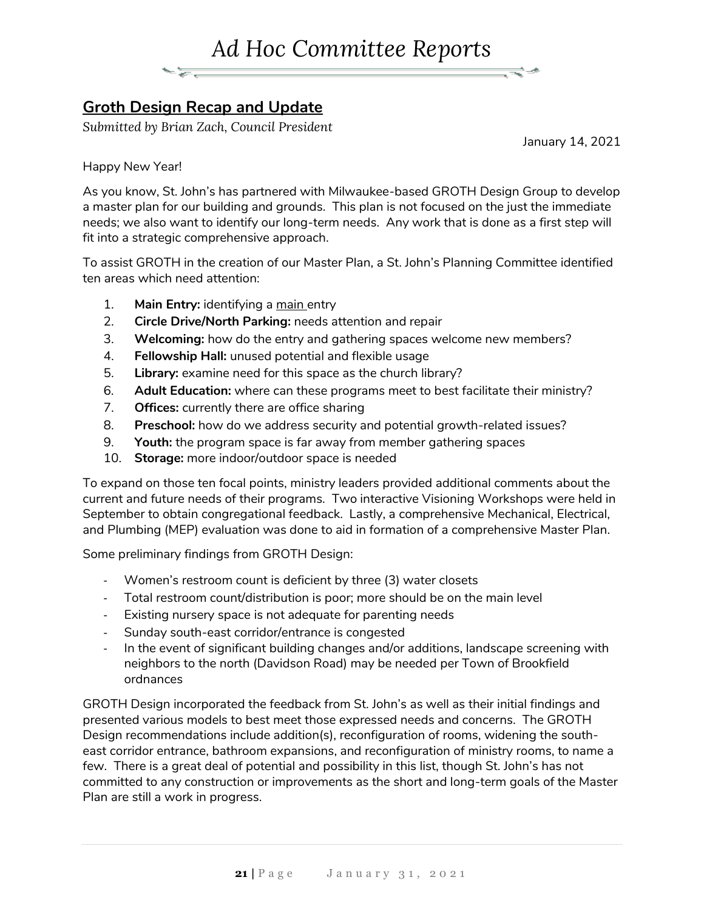# Ad Hoc Committee Reports

## Groth Design Recap and Update

*Submitted by Brian Zach, Council President*

January 14, 2021

Happy New Year!

As you know, St. John's has partnered with Milwaukee-based GROTH Design Group to develop a master plan for our building and grounds. This plan is not focused on the just the immediate needs; we also want to identify our long-term needs. Any work that is done as a first step will fit into a strategic comprehensive approach.

To assist GROTH in the creation of our Master Plan, a St. John's Planning Committee identified ten areas which need attention:

1. **Main Entry:** identifying a main entry
2. **Circle Drive/North Parking:** needs attention and repair
3. **Welcoming:** how do the entry and gathering spaces welcome new members?
4. **Fellowship Hall:** unused potential and flexible usage
5. **Library:** examine need for this space as the church library?
6. **Adult Education:** where can these programs meet to best facilitate their ministry?
7. **Offices:** currently there are office sharing
8. **Preschool:** how do we address security and potential growth-related issues?
9. **Youth:** the program space is far away from member gathering spaces
10. **Storage:** more indoor/outdoor space is needed

To expand on those ten focal points, ministry leaders provided additional comments about the current and future needs of their programs. Two interactive Visioning Workshops were held in September to obtain congregational feedback. Lastly, a comprehensive Mechanical, Electrical, and Plumbing (MEP) evaluation was done to aid in formation of a comprehensive Master Plan.

Some preliminary findings from GROTH Design:

- Women's restroom count is deficient by three (3) water closets
- Total restroom count/distribution is poor; more should be on the main level
- Existing nursery space is not adequate for parenting needs
- Sunday south-east corridor/entrance is congested
- In the event of significant building changes and/or additions, landscape screening with neighbors to the north (Davidson Road) may be needed per Town of Brookfield ordnances

GROTH Design incorporated the feedback from St. John's as well as their initial findings and presented various models to best meet those expressed needs and concerns. The GROTH Design recommendations include addition(s), reconfiguration of rooms, widening the south-east corridor entrance, bathroom expansions, and reconfiguration of ministry rooms, to name a few. There is a great deal of potential and possibility in this list, though St. John's has not committed to any construction or improvements as the short and long-term goals of the Master Plan are still a work in progress.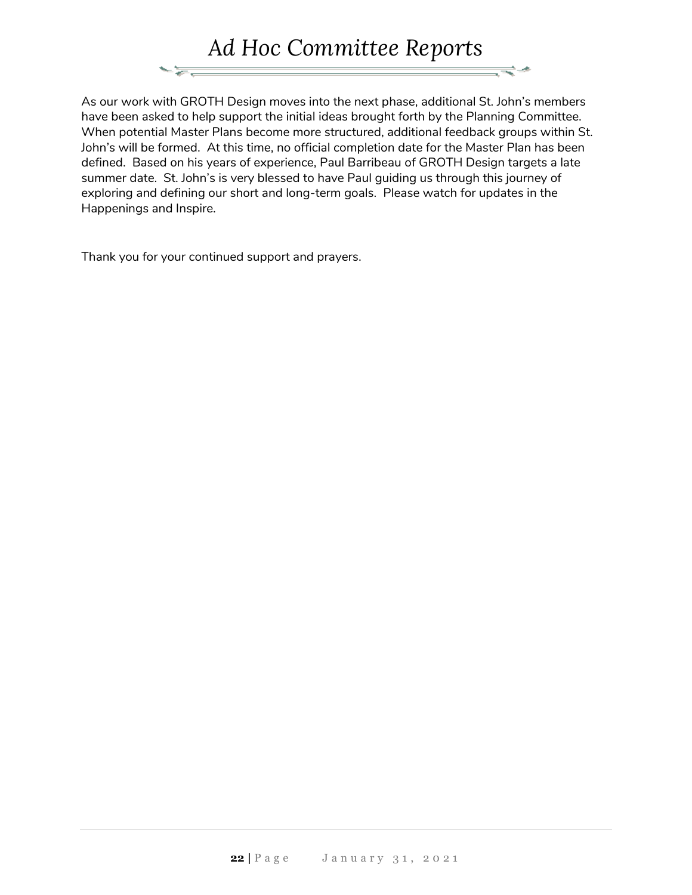# Ad Hoc Committee Reports

As our work with GROTH Design moves into the next phase, additional St. John's members have been asked to help support the initial ideas brought forth by the Planning Committee. When potential Master Plans become more structured, additional feedback groups within St. John's will be formed. At this time, no official completion date for the Master Plan has been defined. Based on his years of experience, Paul Barribeau of GROTH Design targets a late summer date. St. John's is very blessed to have Paul guiding us through this journey of exploring and defining our short and long-term goals. Please watch for updates in the Happenings and Inspire.

Thank you for your continued support and prayers.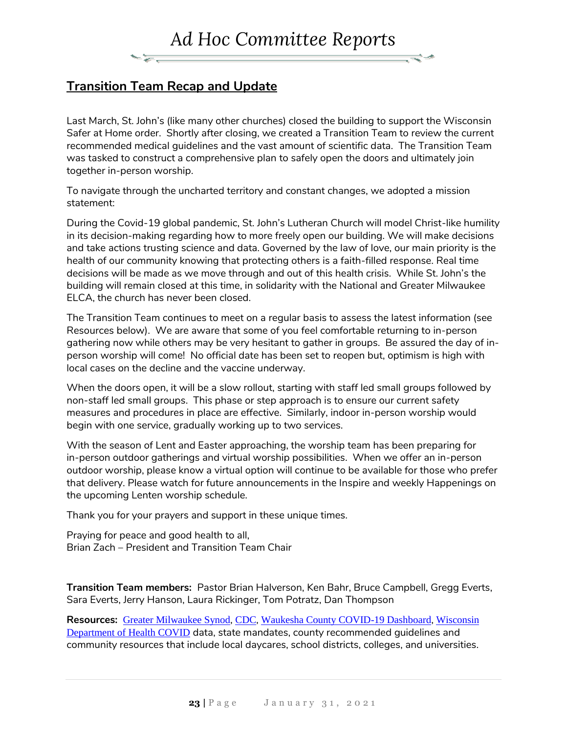# Ad Hoc Committee Reports

## Transition Team Recap and Update

Last March, St. John's (like many other churches) closed the building to support the Wisconsin Safer at Home order. Shortly after closing, we created a Transition Team to review the current recommended medical guidelines and the vast amount of scientific data. The Transition Team was tasked to construct a comprehensive plan to safely open the doors and ultimately join together in-person worship.

To navigate through the uncharted territory and constant changes, we adopted a mission statement:

During the Covid-19 global pandemic, St. John's Lutheran Church will model Christ-like humility in its decision-making regarding how to more freely open our building. We will make decisions and take actions trusting science and data. Governed by the law of love, our main priority is the health of our community knowing that protecting others is a faith-filled response. Real time decisions will be made as we move through and out of this health crisis. While St. John's the building will remain closed at this time, in solidarity with the National and Greater Milwaukee ELCA, the church has never been closed.

The Transition Team continues to meet on a regular basis to assess the latest information (see Resources below). We are aware that some of you feel comfortable returning to in-person gathering now while others may be very hesitant to gather in groups. Be assured the day of in-person worship will come! No official date has been set to reopen but, optimism is high with local cases on the decline and the vaccine underway.

When the doors open, it will be a slow rollout, starting with staff led small groups followed by non-staff led small groups. This phase or step approach is to ensure our current safety measures and procedures in place are effective. Similarly, indoor in-person worship would begin with one service, gradually working up to two services.

With the season of Lent and Easter approaching, the worship team has been preparing for in-person outdoor gatherings and virtual worship possibilities. When we offer an in-person outdoor worship, please know a virtual option will continue to be available for those who prefer that delivery. Please watch for future announcements in the Inspire and weekly Happenings on the upcoming Lenten worship schedule.

Thank you for your prayers and support in these unique times.

Praying for peace and good health to all,
Brian Zach – President and Transition Team Chair

**Transition Team members:** Pastor Brian Halverson, Ken Bahr, Bruce Campbell, Gregg Everts, Sara Everts, Jerry Hanson, Laura Rickinger, Tom Potratz, Dan Thompson

**Resources:** Greater Milwaukee Synod, CDC, Waukesha County COVID-19 Dashboard, Wisconsin Department of Health COVID data, state mandates, county recommended guidelines and community resources that include local daycares, school districts, colleges, and universities.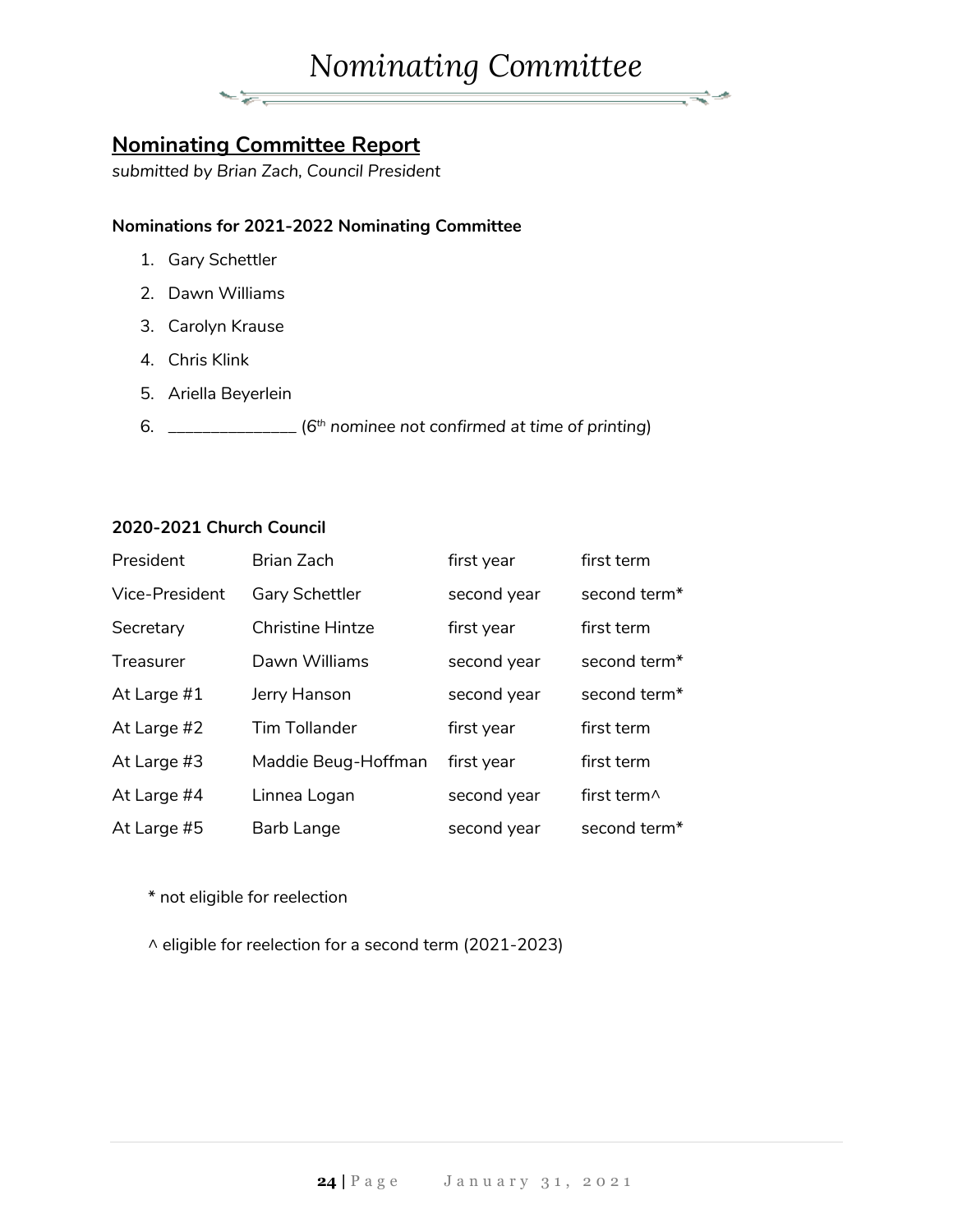# Nominating Committee

## Nominating Committee Report

*submitted by Brian Zach, Council President*

**Nominations for 2021-2022 Nominating Committee**

1. Gary Schettler
2. Dawn Williams
3. Carolyn Krause
4. Chris Klink
5. Ariella Beyerlein
6. _______________ (*6th nominee not confirmed at time of printing*)

**2020-2021 Church Council**

| | | | |
|---|---|---|---|
| President | Brian Zach | first year | first term |
| Vice-President | Gary Schettler | second year | second term* |
| Secretary | Christine Hintze | first year | first term |
| Treasurer | Dawn Williams | second year | second term* |
| At Large #1 | Jerry Hanson | second year | second term* |
| At Large #2 | Tim Tollander | first year | first term |
| At Large #3 | Maddie Beug-Hoffman | first year | first term |
| At Large #4 | Linnea Logan | second year | first term^ |
| At Large #5 | Barb Lange | second year | second term* |

\* not eligible for reelection

^ eligible for reelection for a second term (2021-2023)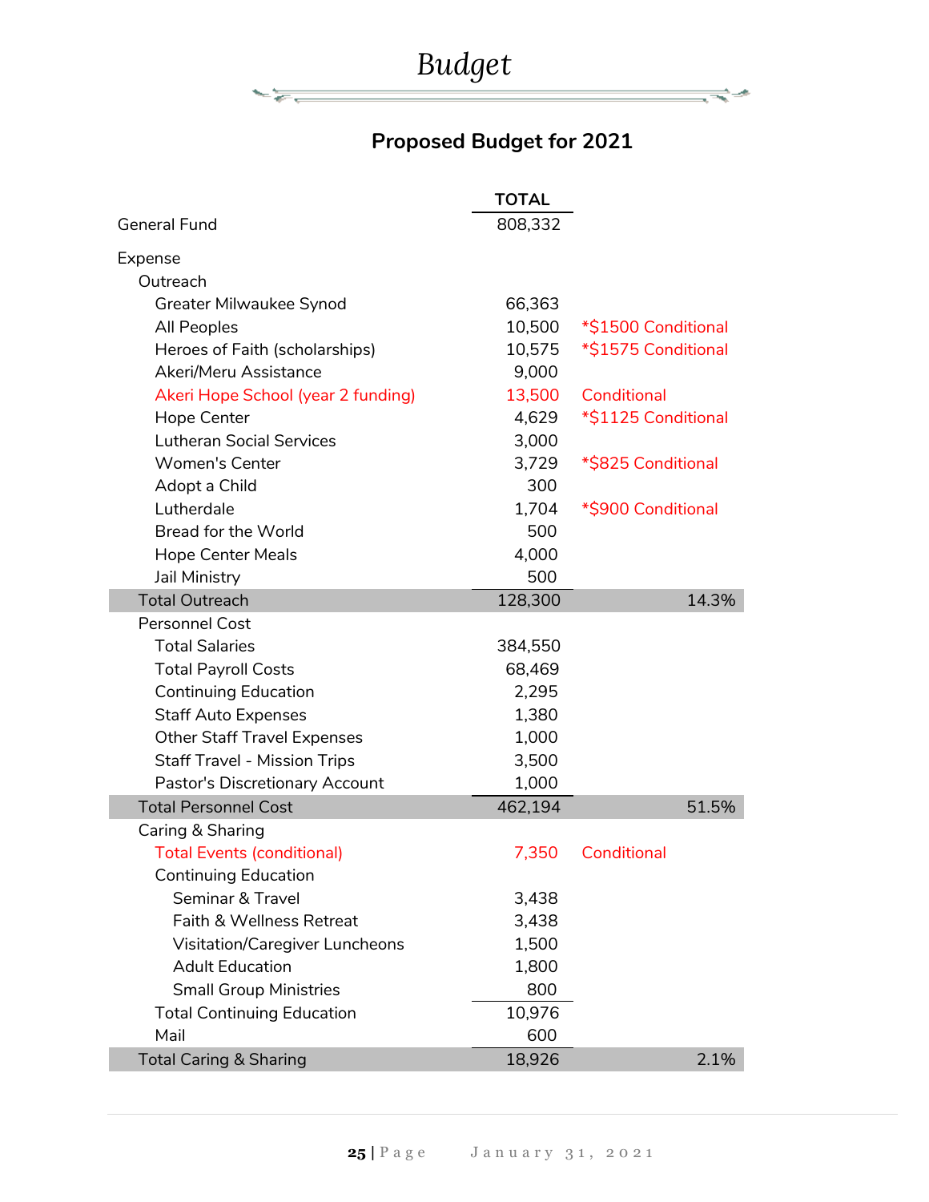# Budget

## Proposed Budget for 2021

| | TOTAL | | |
|---|---|---|---|
| General Fund | 808,332 | | |
| Expense | | | |
| Outreach | | | |
| Greater Milwaukee Synod | 66,363 | | |
| All Peoples | 10,500 | *$1500 Conditional | |
| Heroes of Faith (scholarships) | 10,575 | *$1575 Conditional | |
| Akeri/Meru Assistance | 9,000 | | |
| Akeri Hope School (year 2 funding) | 13,500 | Conditional | |
| Hope Center | 4,629 | *$1125 Conditional | |
| Lutheran Social Services | 3,000 | | |
| Women's Center | 3,729 | *$825 Conditional | |
| Adopt a Child | 300 | | |
| Lutherdale | 1,704 | *$900 Conditional | |
| Bread for the World | 500 | | |
| Hope Center Meals | 4,000 | | |
| Jail Ministry | 500 | | |
| Total Outreach | 128,300 | | 14.3% |
| Personnel Cost | | | |
| Total Salaries | 384,550 | | |
| Total Payroll Costs | 68,469 | | |
| Continuing Education | 2,295 | | |
| Staff Auto Expenses | 1,380 | | |
| Other Staff Travel Expenses | 1,000 | | |
| Staff Travel - Mission Trips | 3,500 | | |
| Pastor's Discretionary Account | 1,000 | | |
| Total Personnel Cost | 462,194 | | 51.5% |
| Caring & Sharing | | | |
| Total Events (conditional) | 7,350 | Conditional | |
| Continuing Education | | | |
| Seminar & Travel | 3,438 | | |
| Faith & Wellness Retreat | 3,438 | | |
| Visitation/Caregiver Luncheons | 1,500 | | |
| Adult Education | 1,800 | | |
| Small Group Ministries | 800 | | |
| Total Continuing Education | 10,976 | | |
| Mail | 600 | | |
| Total Caring & Sharing | 18,926 | | 2.1% |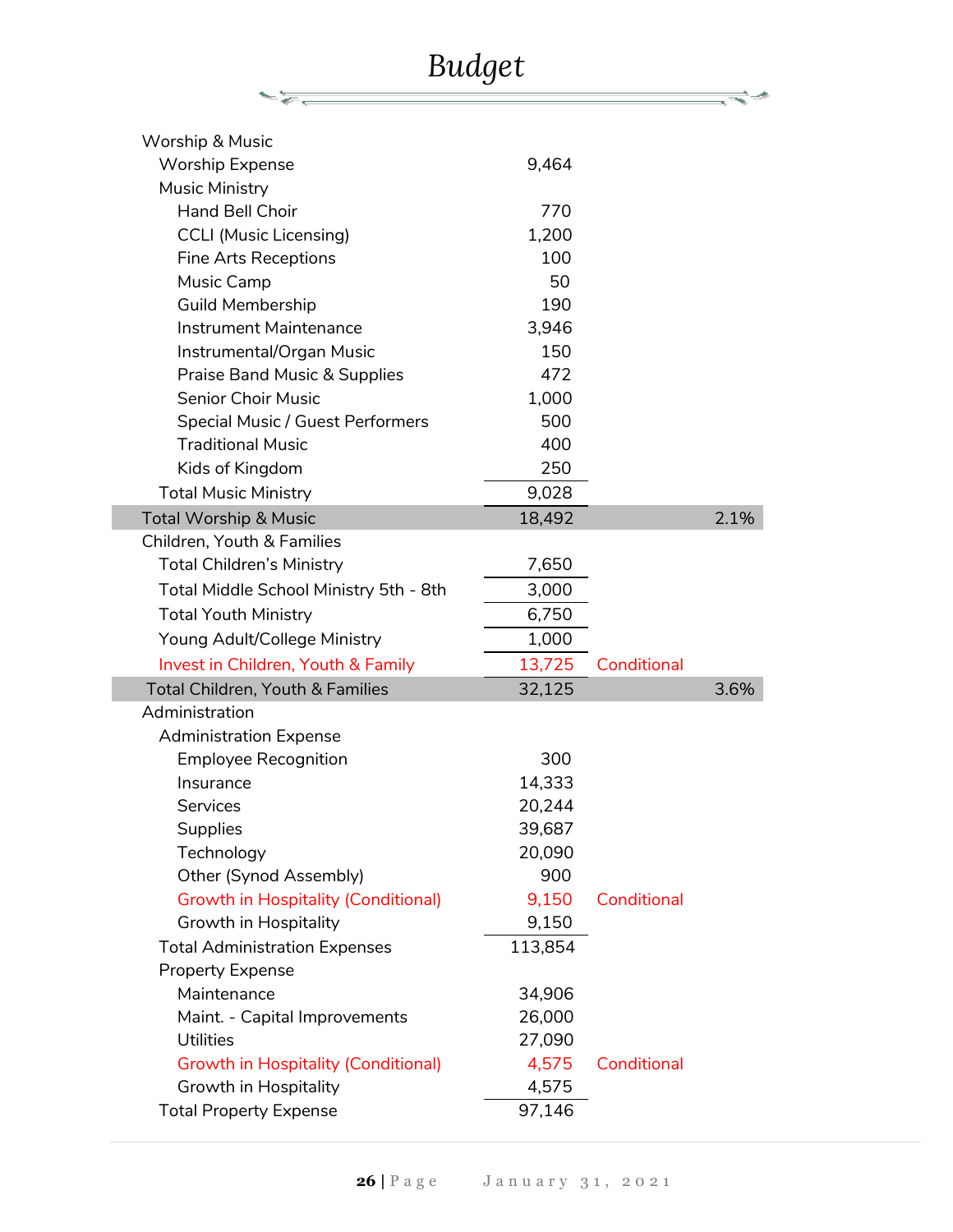# Budget

| | | | |
|---|---|---|---|
| Worship & Music | | | |
| Worship Expense | 9,464 | | |
| Music Ministry | | | |
| Hand Bell Choir | 770 | | |
| CCLI (Music Licensing) | 1,200 | | |
| Fine Arts Receptions | 100 | | |
| Music Camp | 50 | | |
| Guild Membership | 190 | | |
| Instrument Maintenance | 3,946 | | |
| Instrumental/Organ Music | 150 | | |
| Praise Band Music & Supplies | 472 | | |
| Senior Choir Music | 1,000 | | |
| Special Music / Guest Performers | 500 | | |
| Traditional Music | 400 | | |
| Kids of Kingdom | 250 | | |
| Total Music Ministry | 9,028 | | |
| **Total Worship & Music** | **18,492** | | **2.1%** |
| Children, Youth & Families | | | |
| Total Children's Ministry | 7,650 | | |
| Total Middle School Ministry 5th - 8th | 3,000 | | |
| Total Youth Ministry | 6,750 | | |
| Young Adult/College Ministry | 1,000 | | |
| Invest in Children, Youth & Family | 13,725 | Conditional | |
| **Total Children, Youth & Families** | **32,125** | | **3.6%** |
| Administration | | | |
| Administration Expense | | | |
| Employee Recognition | 300 | | |
| Insurance | 14,333 | | |
| Services | 20,244 | | |
| Supplies | 39,687 | | |
| Technology | 20,090 | | |
| Other (Synod Assembly) | 900 | | |
| Growth in Hospitality (Conditional) | 9,150 | Conditional | |
| Growth in Hospitality | 9,150 | | |
| Total Administration Expenses | 113,854 | | |
| Property Expense | | | |
| Maintenance | 34,906 | | |
| Maint. - Capital Improvements | 26,000 | | |
| Utilities | 27,090 | | |
| Growth in Hospitality (Conditional) | 4,575 | Conditional | |
| Growth in Hospitality | 4,575 | | |
| Total Property Expense | 97,146 | | |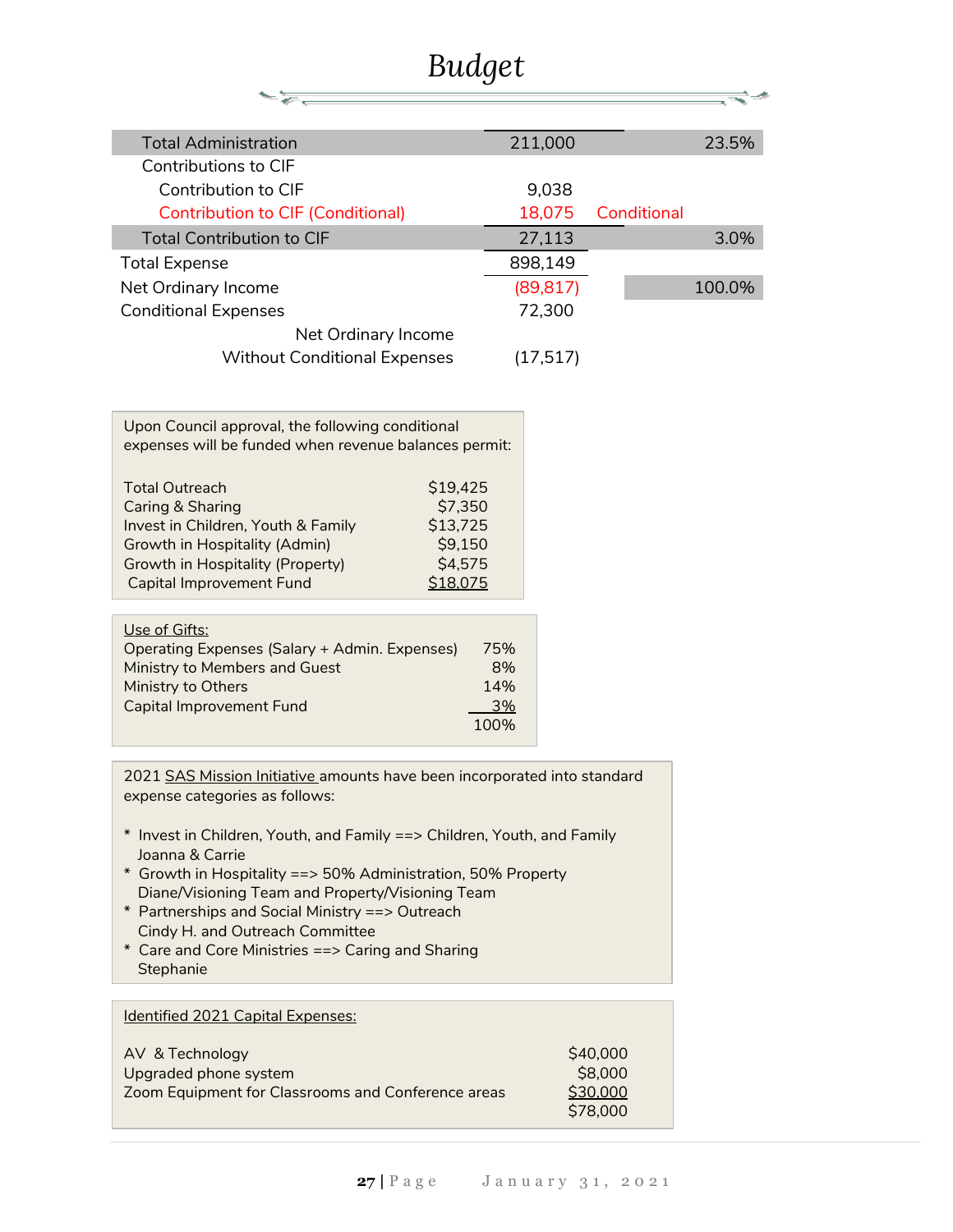# Budget

| | | | |
|---|---|---|---|
| Total Administration | 211,000 | | 23.5% |
| Contributions to CIF | | | |
| Contribution to CIF | 9,038 | | |
| Contribution to CIF (Conditional) | 18,075 | Conditional | |
| Total Contribution to CIF | 27,113 | | 3.0% |
| Total Expense | 898,149 | | |
| Net Ordinary Income | (89,817) | | 100.0% |
| Conditional Expenses | 72,300 | | |
| Net Ordinary Income Without Conditional Expenses | (17,517) | | |

Upon Council approval, the following conditional expenses will be funded when revenue balances permit:

| | |
|---|---|
| Total Outreach | $19,425 |
| Caring & Sharing | $7,350 |
| Invest in Children, Youth & Family | $13,725 |
| Growth in Hospitality (Admin) | $9,150 |
| Growth in Hospitality (Property) | $4,575 |
| Capital Improvement Fund | $18,075 |

Use of Gifts:

| | |
|---|---|
| Operating Expenses (Salary + Admin. Expenses) | 75% |
| Ministry to Members and Guest | 8% |
| Ministry to Others | 14% |
| Capital Improvement Fund | 3% |
| | 100% |

2021 SAS Mission Initiative amounts have been incorporated into standard expense categories as follows:

* Invest in Children, Youth, and Family ==> Children, Youth, and Family
  Joanna & Carrie
* Growth in Hospitality ==> 50% Administration, 50% Property
  Diane/Visioning Team and Property/Visioning Team
* Partnerships and Social Ministry ==> Outreach
  Cindy H. and Outreach Committee
* Care and Core Ministries ==> Caring and Sharing
  Stephanie

Identified 2021 Capital Expenses:

| | |
|---|---|
| AV & Technology | $40,000 |
| Upgraded phone system | $8,000 |
| Zoom Equipment for Classrooms and Conference areas | $30,000 |
| | $78,000 |